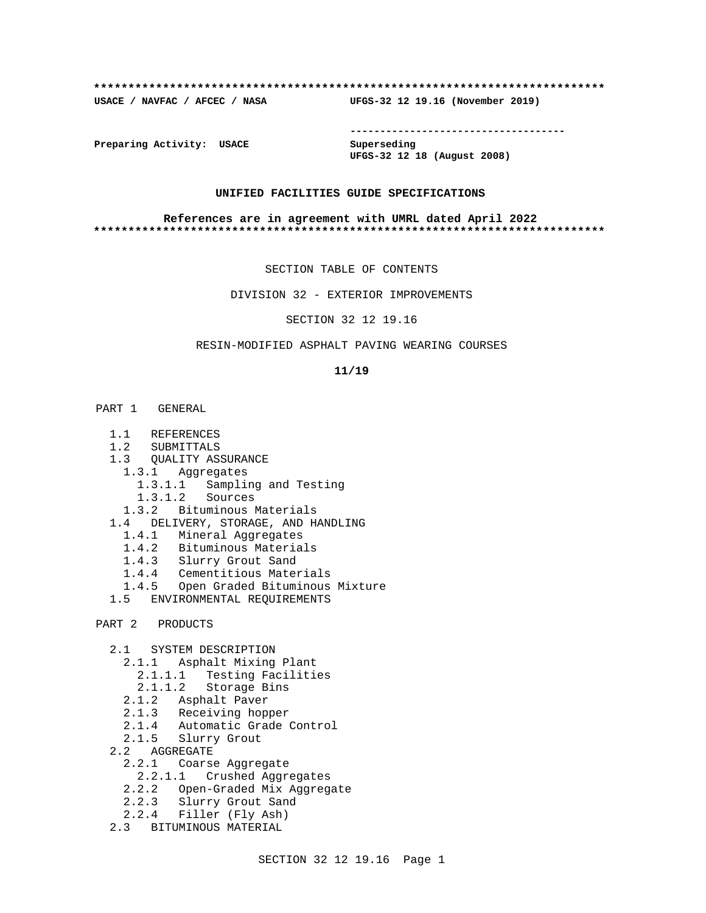```
**************************************************************************
USACE / NAVFAC / AFCEC / NASA            UFGS-32 12 19.16 (November 2019)

                                         -----------------------------------
Preparing Activity:  USACE               Superseding
                                         UFGS-32 12 18 (August 2008)
```

**UNIFIED FACILITIES GUIDE SPECIFICATIONS**

**References are in agreement with UMRL dated April 2022**

```
**************************************************************************
```

SECTION TABLE OF CONTENTS

DIVISION 32 - EXTERIOR IMPROVEMENTS

SECTION 32 12 19.16

RESIN-MODIFIED ASPHALT PAVING WEARING COURSES

**11/19**

PART 1 GENERAL

- 1.1 REFERENCES
- 1.2 SUBMITTALS
- 1.3 QUALITY ASSURANCE
  - 1.3.1 Aggregates
    - 1.3.1.1 Sampling and Testing
    - 1.3.1.2 Sources
  - 1.3.2 Bituminous Materials
- 1.4 DELIVERY, STORAGE, AND HANDLING
  - 1.4.1 Mineral Aggregates
  - 1.4.2 Bituminous Materials
  - 1.4.3 Slurry Grout Sand
  - 1.4.4 Cementitious Materials
  - 1.4.5 Open Graded Bituminous Mixture
- 1.5 ENVIRONMENTAL REQUIREMENTS

PART 2 PRODUCTS

- 2.1 SYSTEM DESCRIPTION
  - 2.1.1 Asphalt Mixing Plant
    - 2.1.1.1 Testing Facilities
    - 2.1.1.2 Storage Bins
  - 2.1.2 Asphalt Paver
  - 2.1.3 Receiving hopper
  - 2.1.4 Automatic Grade Control
  - 2.1.5 Slurry Grout
- 2.2 AGGREGATE
  - 2.2.1 Coarse Aggregate
    - 2.2.1.1 Crushed Aggregates
  - 2.2.2 Open-Graded Mix Aggregate
  - 2.2.3 Slurry Grout Sand
  - 2.2.4 Filler (Fly Ash)
- 2.3 BITUMINOUS MATERIAL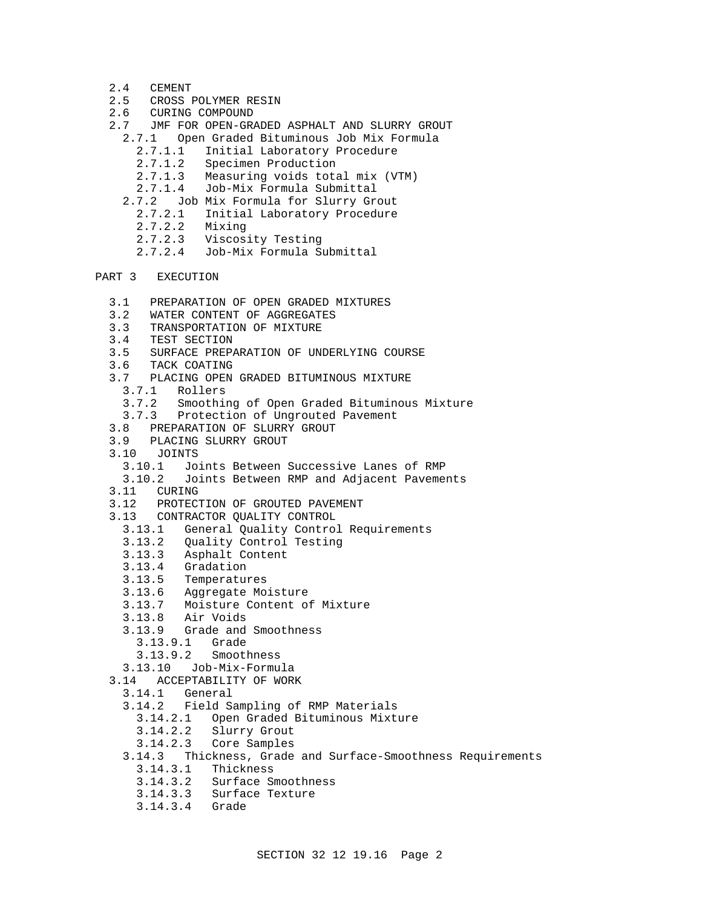- 2.4 CEMENT
- 2.5 CROSS POLYMER RESIN
- 2.6 CURING COMPOUND
- 2.7 JMF FOR OPEN-GRADED ASPHALT AND SLURRY GROUT
  - 2.7.1 Open Graded Bituminous Job Mix Formula
    - 2.7.1.1 Initial Laboratory Procedure
    - 2.7.1.2 Specimen Production
    - 2.7.1.3 Measuring voids total mix (VTM)
    - 2.7.1.4 Job-Mix Formula Submittal
  - 2.7.2 Job Mix Formula for Slurry Grout
    - 2.7.2.1 Initial Laboratory Procedure
    - 2.7.2.2 Mixing
    - 2.7.2.3 Viscosity Testing
    - 2.7.2.4 Job-Mix Formula Submittal

PART 3 EXECUTION

- 3.1 PREPARATION OF OPEN GRADED MIXTURES
- 3.2 WATER CONTENT OF AGGREGATES
- 3.3 TRANSPORTATION OF MIXTURE
- 3.4 TEST SECTION
- 3.5 SURFACE PREPARATION OF UNDERLYING COURSE
- 3.6 TACK COATING
- 3.7 PLACING OPEN GRADED BITUMINOUS MIXTURE
  - 3.7.1 Rollers
  - 3.7.2 Smoothing of Open Graded Bituminous Mixture
  - 3.7.3 Protection of Ungrouted Pavement
- 3.8 PREPARATION OF SLURRY GROUT
- 3.9 PLACING SLURRY GROUT
- 3.10 JOINTS
  - 3.10.1 Joints Between Successive Lanes of RMP
  - 3.10.2 Joints Between RMP and Adjacent Pavements
- 3.11 CURING
- 3.12 PROTECTION OF GROUTED PAVEMENT
- 3.13 CONTRACTOR QUALITY CONTROL
  - 3.13.1 General Quality Control Requirements
  - 3.13.2 Quality Control Testing
  - 3.13.3 Asphalt Content
  - 3.13.4 Gradation
  - 3.13.5 Temperatures
  - 3.13.6 Aggregate Moisture
  - 3.13.7 Moisture Content of Mixture
  - 3.13.8 Air Voids
  - 3.13.9 Grade and Smoothness
    - 3.13.9.1 Grade
    - 3.13.9.2 Smoothness
  - 3.13.10 Job-Mix-Formula
- 3.14 ACCEPTABILITY OF WORK
  - 3.14.1 General
  - 3.14.2 Field Sampling of RMP Materials
    - 3.14.2.1 Open Graded Bituminous Mixture
    - 3.14.2.2 Slurry Grout
    - 3.14.2.3 Core Samples
  - 3.14.3 Thickness, Grade and Surface-Smoothness Requirements
    - 3.14.3.1 Thickness
    - 3.14.3.2 Surface Smoothness
    - 3.14.3.3 Surface Texture
    - 3.14.3.4 Grade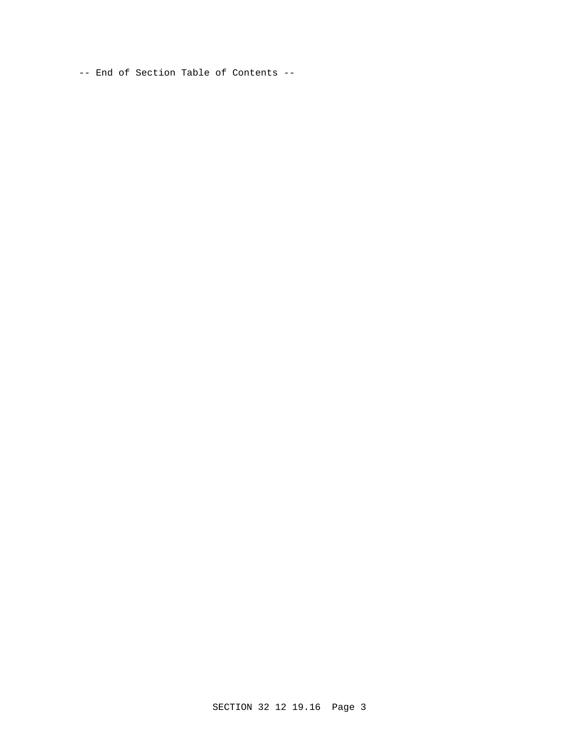-- End of Section Table of Contents --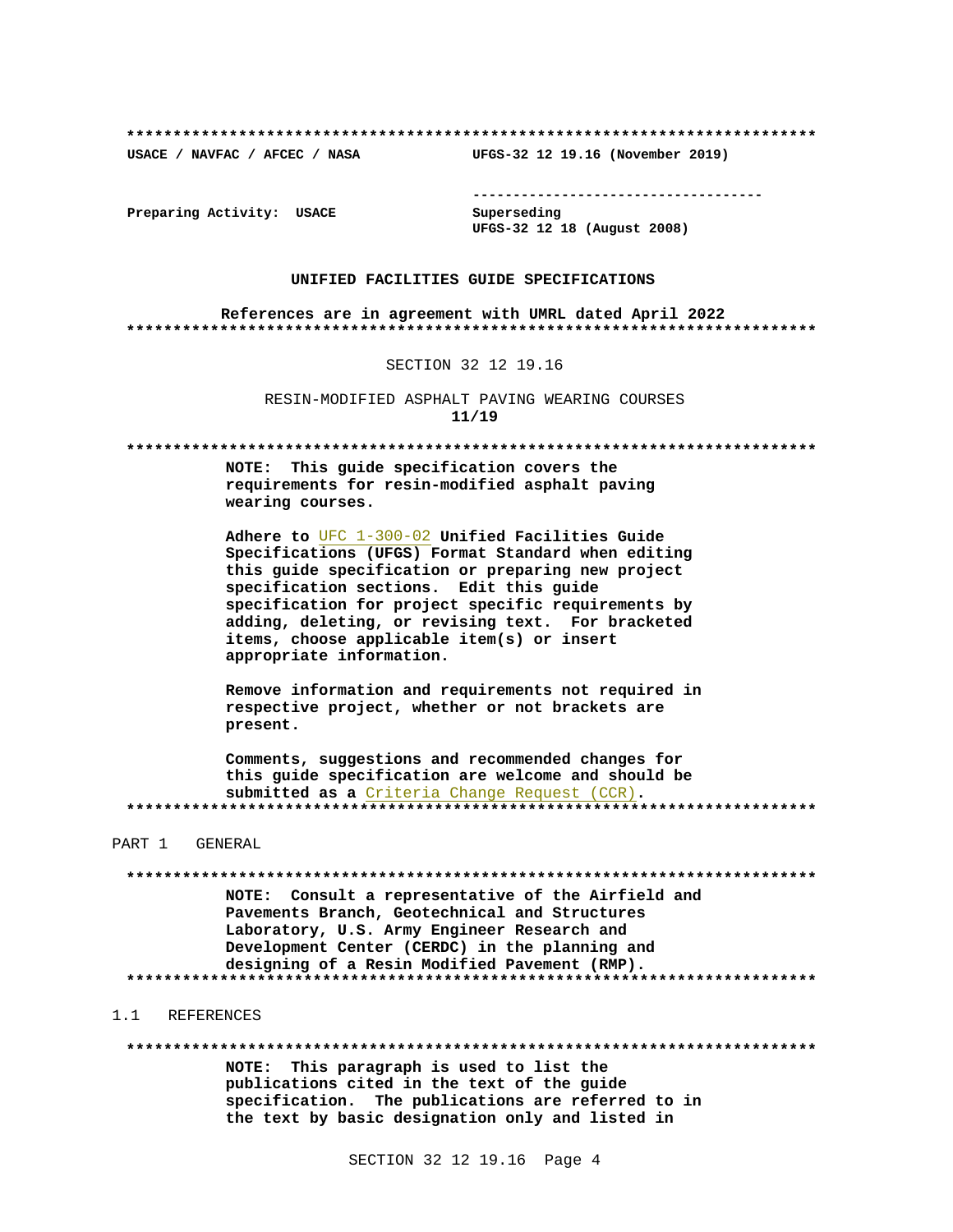**************************************************************************

USACE / NAVFAC / AFCEC / NASA UFGS-32 12 19.16 (November 2019)

-----------------------------------

Preparing Activity: USACE Superseding
UFGS-32 12 18 (August 2008)

**UNIFIED FACILITIES GUIDE SPECIFICATIONS**

**References are in agreement with UMRL dated April 2022**

**************************************************************************

SECTION 32 12 19.16

RESIN-MODIFIED ASPHALT PAVING WEARING COURSES
**11/19**

**************************************************************************

**NOTE: This guide specification covers the requirements for resin-modified asphalt paving wearing courses.**

**Adhere to UFC 1-300-02 Unified Facilities Guide Specifications (UFGS) Format Standard when editing this guide specification or preparing new project specification sections. Edit this guide specification for project specific requirements by adding, deleting, or revising text. For bracketed items, choose applicable item(s) or insert appropriate information.**

**Remove information and requirements not required in respective project, whether or not brackets are present.**

**Comments, suggestions and recommended changes for this guide specification are welcome and should be submitted as a Criteria Change Request (CCR).**

**************************************************************************

PART 1 GENERAL

**************************************************************************

**NOTE: Consult a representative of the Airfield and Pavements Branch, Geotechnical and Structures Laboratory, U.S. Army Engineer Research and Development Center (CERDC) in the planning and designing of a Resin Modified Pavement (RMP).**

**************************************************************************

1.1 REFERENCES

**************************************************************************

**NOTE: This paragraph is used to list the publications cited in the text of the guide specification. The publications are referred to in the text by basic designation only and listed in**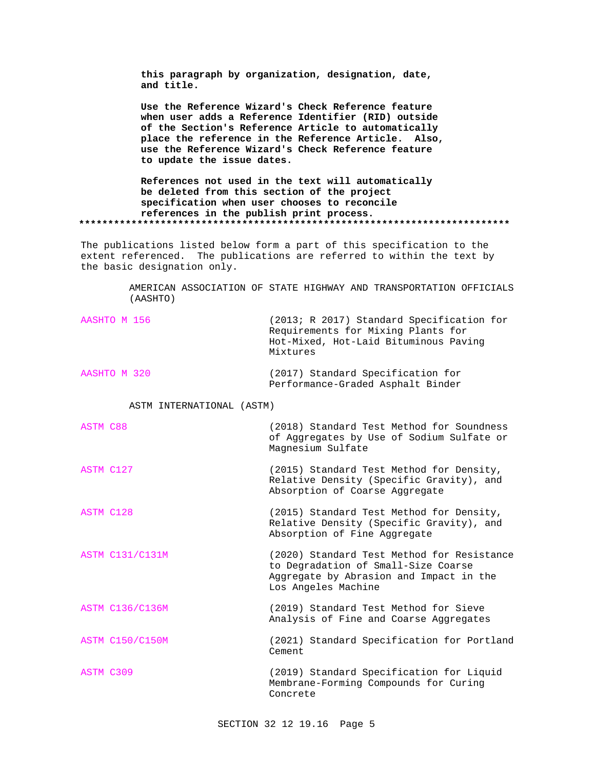**this paragraph by organization, designation, date, and title.**

**Use the Reference Wizard's Check Reference feature when user adds a Reference Identifier (RID) outside of the Section's Reference Article to automatically place the reference in the Reference Article. Also, use the Reference Wizard's Check Reference feature to update the issue dates.**

**References not used in the text will automatically be deleted from this section of the project specification when user chooses to reconcile references in the publish print process.**
**************************************************************************

The publications listed below form a part of this specification to the extent referenced. The publications are referred to within the text by the basic designation only.

AMERICAN ASSOCIATION OF STATE HIGHWAY AND TRANSPORTATION OFFICIALS (AASHTO)

| | |
|---|---|
| AASHTO M 156 | (2013; R 2017) Standard Specification for Requirements for Mixing Plants for Hot-Mixed, Hot-Laid Bituminous Paving Mixtures |
| AASHTO M 320 | (2017) Standard Specification for Performance-Graded Asphalt Binder |

ASTM INTERNATIONAL (ASTM)

| | |
|---|---|
| ASTM C88 | (2018) Standard Test Method for Soundness of Aggregates by Use of Sodium Sulfate or Magnesium Sulfate |
| ASTM C127 | (2015) Standard Test Method for Density, Relative Density (Specific Gravity), and Absorption of Coarse Aggregate |
| ASTM C128 | (2015) Standard Test Method for Density, Relative Density (Specific Gravity), and Absorption of Fine Aggregate |
| ASTM C131/C131M | (2020) Standard Test Method for Resistance to Degradation of Small-Size Coarse Aggregate by Abrasion and Impact in the Los Angeles Machine |
| ASTM C136/C136M | (2019) Standard Test Method for Sieve Analysis of Fine and Coarse Aggregates |
| ASTM C150/C150M | (2021) Standard Specification for Portland Cement |
| ASTM C309 | (2019) Standard Specification for Liquid Membrane-Forming Compounds for Curing Concrete |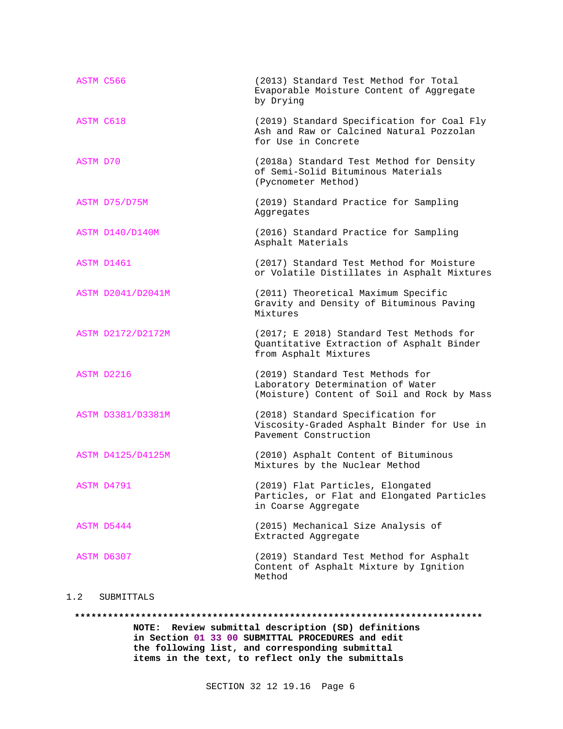| | |
|---|---|
| ASTM C566 | (2013) Standard Test Method for Total Evaporable Moisture Content of Aggregate by Drying |
| ASTM C618 | (2019) Standard Specification for Coal Fly Ash and Raw or Calcined Natural Pozzolan for Use in Concrete |
| ASTM D70 | (2018a) Standard Test Method for Density of Semi-Solid Bituminous Materials (Pycnometer Method) |
| ASTM D75/D75M | (2019) Standard Practice for Sampling Aggregates |
| ASTM D140/D140M | (2016) Standard Practice for Sampling Asphalt Materials |
| ASTM D1461 | (2017) Standard Test Method for Moisture or Volatile Distillates in Asphalt Mixtures |
| ASTM D2041/D2041M | (2011) Theoretical Maximum Specific Gravity and Density of Bituminous Paving Mixtures |
| ASTM D2172/D2172M | (2017; E 2018) Standard Test Methods for Quantitative Extraction of Asphalt Binder from Asphalt Mixtures |
| ASTM D2216 | (2019) Standard Test Methods for Laboratory Determination of Water (Moisture) Content of Soil and Rock by Mass |
| ASTM D3381/D3381M | (2018) Standard Specification for Viscosity-Graded Asphalt Binder for Use in Pavement Construction |
| ASTM D4125/D4125M | (2010) Asphalt Content of Bituminous Mixtures by the Nuclear Method |
| ASTM D4791 | (2019) Flat Particles, Elongated Particles, or Flat and Elongated Particles in Coarse Aggregate |
| ASTM D5444 | (2015) Mechanical Size Analysis of Extracted Aggregate |
| ASTM D6307 | (2019) Standard Test Method for Asphalt Content of Asphalt Mixture by Ignition Method |

## 1.2 SUBMITTALS

**************************************************************************

**NOTE: Review submittal description (SD) definitions in Section 01 33 00 SUBMITTAL PROCEDURES and edit the following list, and corresponding submittal items in the text, to reflect only the submittals**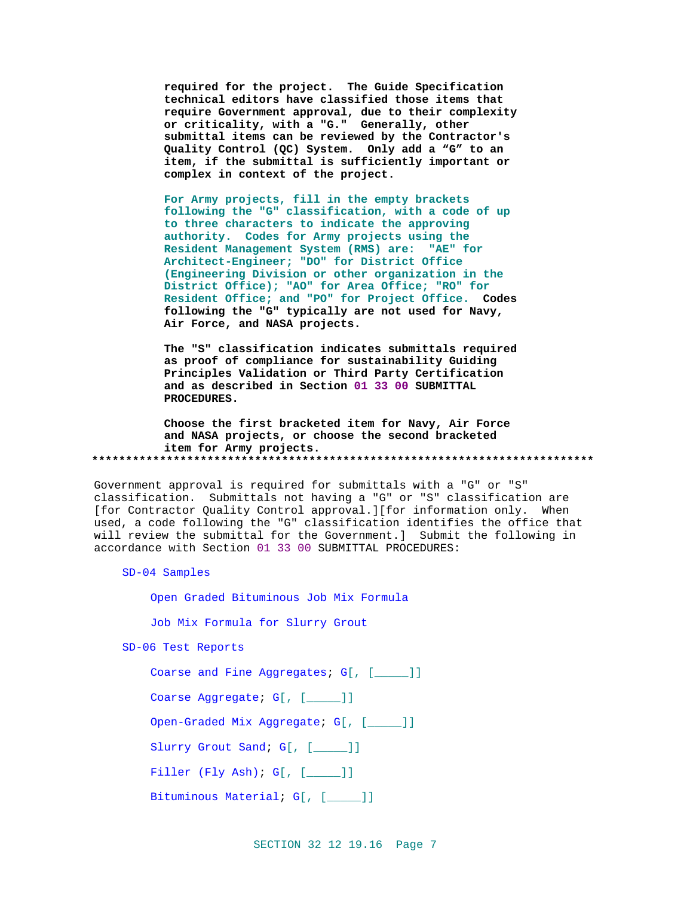required for the project. The Guide Specification technical editors have classified those items that require Government approval, due to their complexity or criticality, with a "G." Generally, other submittal items can be reviewed by the Contractor's Quality Control (QC) System. Only add a “G” to an item, if the submittal is sufficiently important or complex in context of the project.

For Army projects, fill in the empty brackets following the "G" classification, with a code of up to three characters to indicate the approving authority. Codes for Army projects using the Resident Management System (RMS) are: "AE" for Architect-Engineer; "DO" for District Office (Engineering Division or other organization in the District Office); "AO" for Area Office; "RO" for Resident Office; and "PO" for Project Office. Codes following the "G" typically are not used for Navy, Air Force, and NASA projects.

The "S" classification indicates submittals required as proof of compliance for sustainability Guiding Principles Validation or Third Party Certification and as described in Section 01 33 00 SUBMITTAL PROCEDURES.

Choose the first bracketed item for Navy, Air Force and NASA projects, or choose the second bracketed item for Army projects.
**************************************************************************

Government approval is required for submittals with a "G" or "S" classification. Submittals not having a "G" or "S" classification are [for Contractor Quality Control approval.][for information only. When used, a code following the "G" classification identifies the office that will review the submittal for the Government.] Submit the following in accordance with Section 01 33 00 SUBMITTAL PROCEDURES:

SD-04 Samples

Open Graded Bituminous Job Mix Formula

Job Mix Formula for Slurry Grout

SD-06 Test Reports

Coarse and Fine Aggregates; G[, [_____]]

Coarse Aggregate; G[, [_____]]

Open-Graded Mix Aggregate; G[, [_____]]

Slurry Grout Sand; G[, [_____]]

Filler (Fly Ash); G[, [_____]]

Bituminous Material; G[, [_____]]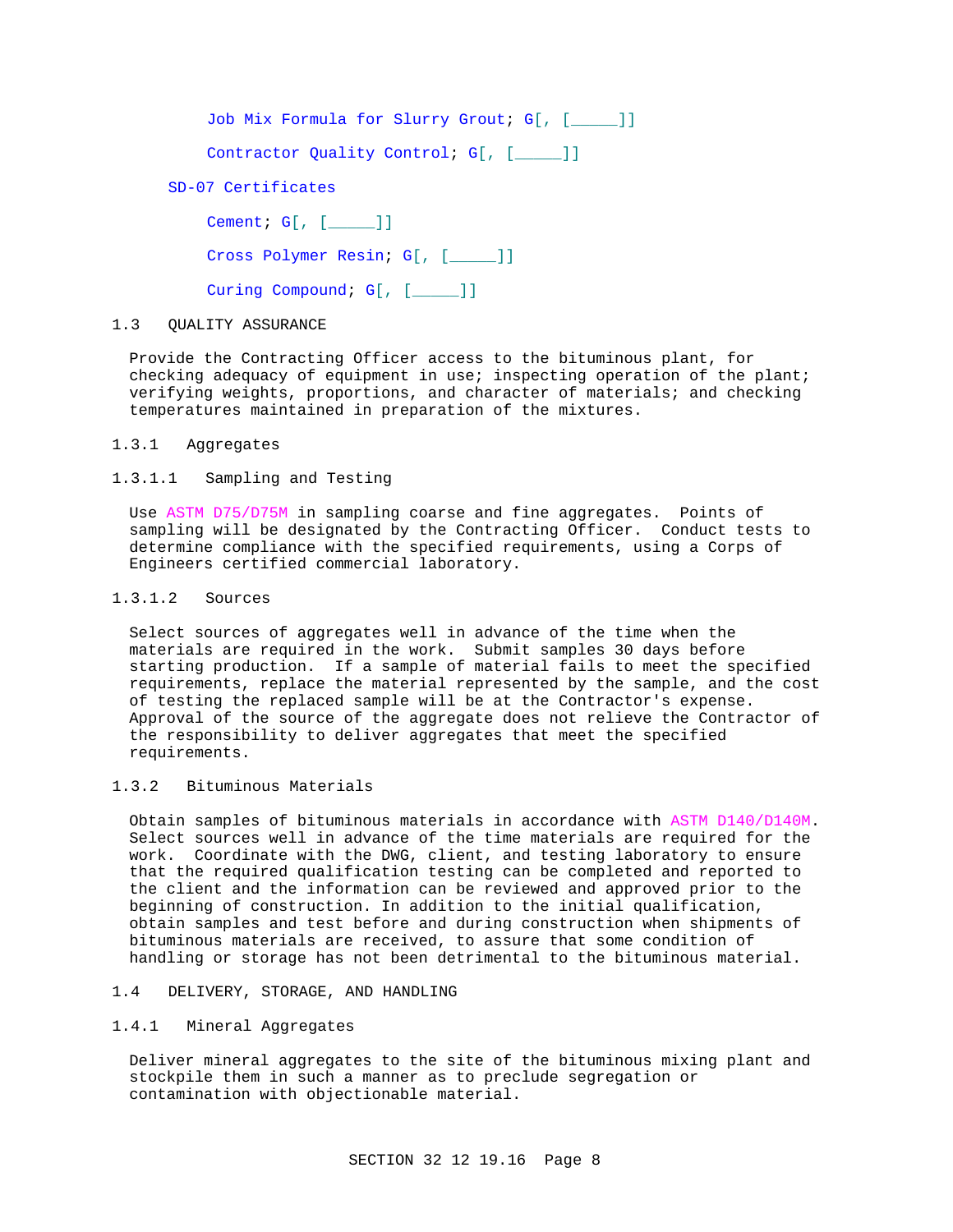Job Mix Formula for Slurry Grout; G[, [_____]]

Contractor Quality Control; G[, [_____]]

SD-07 Certificates

Cement; G[, [_____]]

Cross Polymer Resin; G[, [_____]]

Curing Compound; G[, [_____]]

## 1.3 QUALITY ASSURANCE

Provide the Contracting Officer access to the bituminous plant, for checking adequacy of equipment in use; inspecting operation of the plant; verifying weights, proportions, and character of materials; and checking temperatures maintained in preparation of the mixtures.

### 1.3.1 Aggregates

#### 1.3.1.1 Sampling and Testing

Use ASTM D75/D75M in sampling coarse and fine aggregates. Points of sampling will be designated by the Contracting Officer. Conduct tests to determine compliance with the specified requirements, using a Corps of Engineers certified commercial laboratory.

#### 1.3.1.2 Sources

Select sources of aggregates well in advance of the time when the materials are required in the work. Submit samples 30 days before starting production. If a sample of material fails to meet the specified requirements, replace the material represented by the sample, and the cost of testing the replaced sample will be at the Contractor's expense. Approval of the source of the aggregate does not relieve the Contractor of the responsibility to deliver aggregates that meet the specified requirements.

### 1.3.2 Bituminous Materials

Obtain samples of bituminous materials in accordance with ASTM D140/D140M. Select sources well in advance of the time materials are required for the work. Coordinate with the DWG, client, and testing laboratory to ensure that the required qualification testing can be completed and reported to the client and the information can be reviewed and approved prior to the beginning of construction. In addition to the initial qualification, obtain samples and test before and during construction when shipments of bituminous materials are received, to assure that some condition of handling or storage has not been detrimental to the bituminous material.

## 1.4 DELIVERY, STORAGE, AND HANDLING

### 1.4.1 Mineral Aggregates

Deliver mineral aggregates to the site of the bituminous mixing plant and stockpile them in such a manner as to preclude segregation or contamination with objectionable material.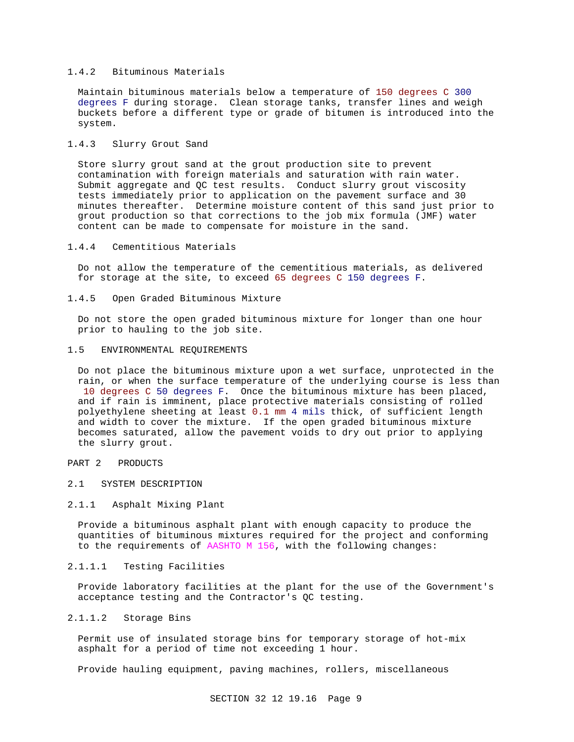#### 1.4.2 Bituminous Materials

Maintain bituminous materials below a temperature of 150 degrees C 300 degrees F during storage. Clean storage tanks, transfer lines and weigh buckets before a different type or grade of bitumen is introduced into the system.

#### 1.4.3 Slurry Grout Sand

Store slurry grout sand at the grout production site to prevent contamination with foreign materials and saturation with rain water. Submit aggregate and QC test results. Conduct slurry grout viscosity tests immediately prior to application on the pavement surface and 30 minutes thereafter. Determine moisture content of this sand just prior to grout production so that corrections to the job mix formula (JMF) water content can be made to compensate for moisture in the sand.

#### 1.4.4 Cementitious Materials

Do not allow the temperature of the cementitious materials, as delivered for storage at the site, to exceed 65 degrees C 150 degrees F.

#### 1.4.5 Open Graded Bituminous Mixture

Do not store the open graded bituminous mixture for longer than one hour prior to hauling to the job site.

### 1.5 ENVIRONMENTAL REQUIREMENTS

Do not place the bituminous mixture upon a wet surface, unprotected in the rain, or when the surface temperature of the underlying course is less than 10 degrees C 50 degrees F. Once the bituminous mixture has been placed, and if rain is imminent, place protective materials consisting of rolled polyethylene sheeting at least 0.1 mm 4 mils thick, of sufficient length and width to cover the mixture. If the open graded bituminous mixture becomes saturated, allow the pavement voids to dry out prior to applying the slurry grout.

## PART 2 PRODUCTS

### 2.1 SYSTEM DESCRIPTION

#### 2.1.1 Asphalt Mixing Plant

Provide a bituminous asphalt plant with enough capacity to produce the quantities of bituminous mixtures required for the project and conforming to the requirements of AASHTO M 156, with the following changes:

##### 2.1.1.1 Testing Facilities

Provide laboratory facilities at the plant for the use of the Government's acceptance testing and the Contractor's QC testing.

##### 2.1.1.2 Storage Bins

Permit use of insulated storage bins for temporary storage of hot-mix asphalt for a period of time not exceeding 1 hour.

Provide hauling equipment, paving machines, rollers, miscellaneous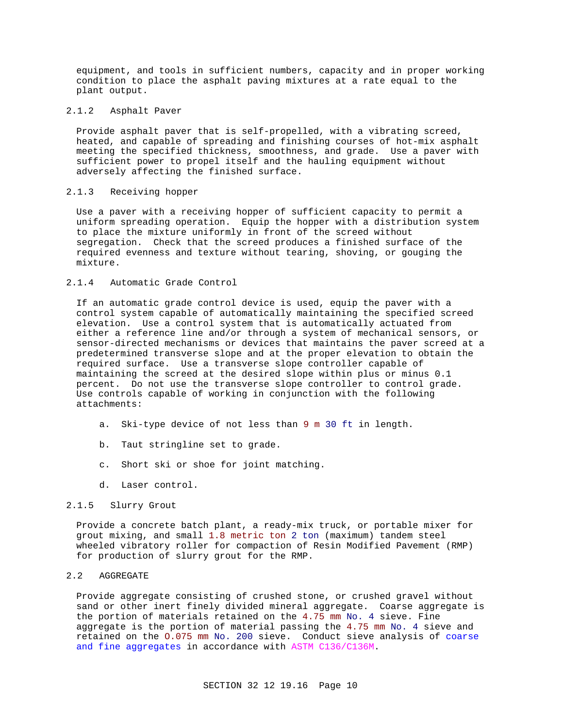equipment, and tools in sufficient numbers, capacity and in proper working condition to place the asphalt paving mixtures at a rate equal to the plant output.

### 2.1.2 Asphalt Paver

Provide asphalt paver that is self-propelled, with a vibrating screed, heated, and capable of spreading and finishing courses of hot-mix asphalt meeting the specified thickness, smoothness, and grade. Use a paver with sufficient power to propel itself and the hauling equipment without adversely affecting the finished surface.

### 2.1.3 Receiving hopper

Use a paver with a receiving hopper of sufficient capacity to permit a uniform spreading operation. Equip the hopper with a distribution system to place the mixture uniformly in front of the screed without segregation. Check that the screed produces a finished surface of the required evenness and texture without tearing, shoving, or gouging the mixture.

### 2.1.4 Automatic Grade Control

If an automatic grade control device is used, equip the paver with a control system capable of automatically maintaining the specified screed elevation. Use a control system that is automatically actuated from either a reference line and/or through a system of mechanical sensors, or sensor-directed mechanisms or devices that maintains the paver screed at a predetermined transverse slope and at the proper elevation to obtain the required surface. Use a transverse slope controller capable of maintaining the screed at the desired slope within plus or minus 0.1 percent. Do not use the transverse slope controller to control grade. Use controls capable of working in conjunction with the following attachments:

a. Ski-type device of not less than 9 m 30 ft in length.

b. Taut stringline set to grade.

c. Short ski or shoe for joint matching.

d. Laser control.

### 2.1.5 Slurry Grout

Provide a concrete batch plant, a ready-mix truck, or portable mixer for grout mixing, and small 1.8 metric ton 2 ton (maximum) tandem steel wheeled vibratory roller for compaction of Resin Modified Pavement (RMP) for production of slurry grout for the RMP.

## 2.2 AGGREGATE

Provide aggregate consisting of crushed stone, or crushed gravel without sand or other inert finely divided mineral aggregate. Coarse aggregate is the portion of materials retained on the 4.75 mm No. 4 sieve. Fine aggregate is the portion of material passing the 4.75 mm No. 4 sieve and retained on the 0.075 mm No. 200 sieve. Conduct sieve analysis of coarse and fine aggregates in accordance with ASTM C136/C136M.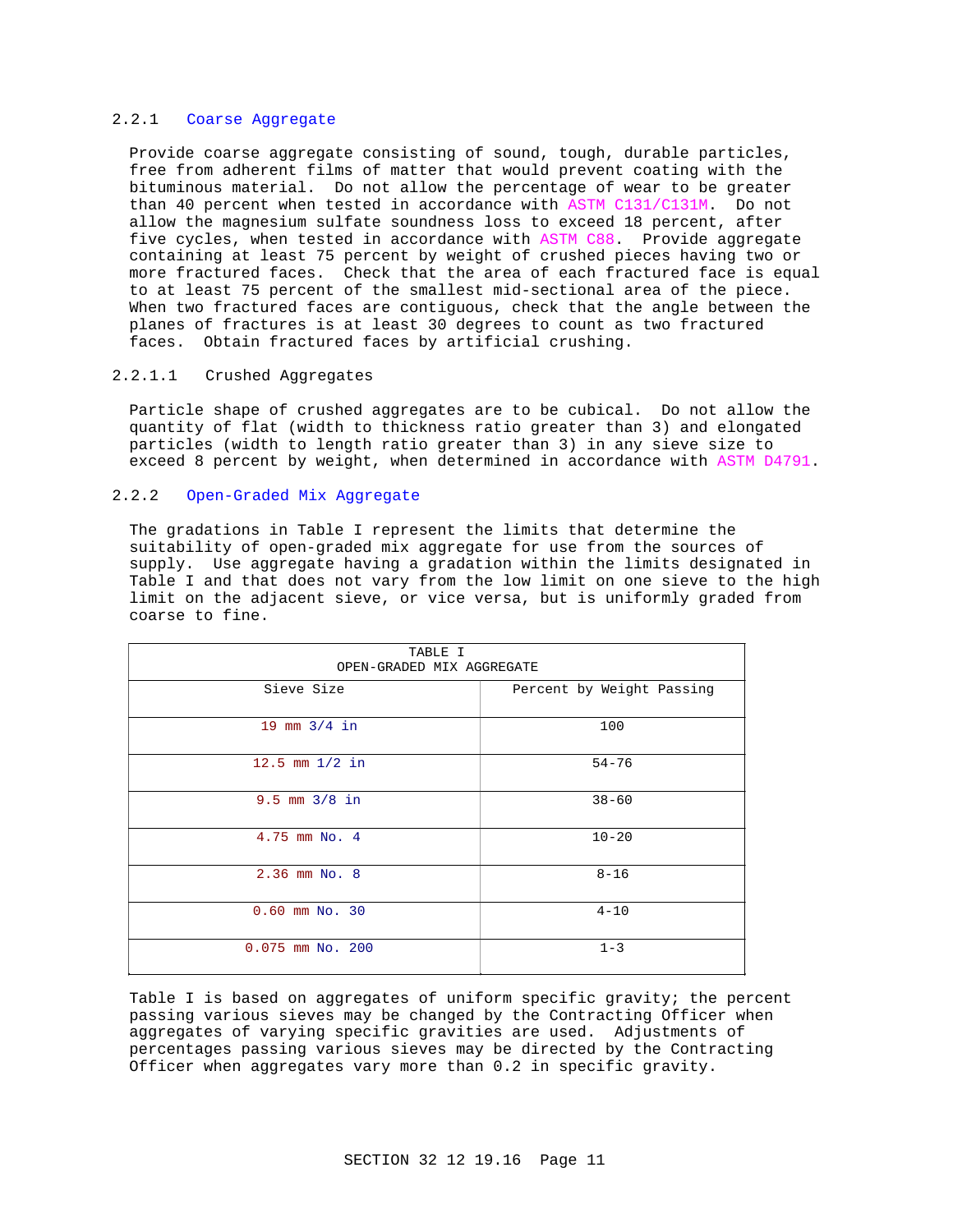### 2.2.1 Coarse Aggregate

Provide coarse aggregate consisting of sound, tough, durable particles, free from adherent films of matter that would prevent coating with the bituminous material. Do not allow the percentage of wear to be greater than 40 percent when tested in accordance with ASTM C131/C131M. Do not allow the magnesium sulfate soundness loss to exceed 18 percent, after five cycles, when tested in accordance with ASTM C88. Provide aggregate containing at least 75 percent by weight of crushed pieces having two or more fractured faces. Check that the area of each fractured face is equal to at least 75 percent of the smallest mid-sectional area of the piece. When two fractured faces are contiguous, check that the angle between the planes of fractures is at least 30 degrees to count as two fractured faces. Obtain fractured faces by artificial crushing.

#### 2.2.1.1 Crushed Aggregates

Particle shape of crushed aggregates are to be cubical. Do not allow the quantity of flat (width to thickness ratio greater than 3) and elongated particles (width to length ratio greater than 3) in any sieve size to exceed 8 percent by weight, when determined in accordance with ASTM D4791.

### 2.2.2 Open-Graded Mix Aggregate

The gradations in Table I represent the limits that determine the suitability of open-graded mix aggregate for use from the sources of supply. Use aggregate having a gradation within the limits designated in Table I and that does not vary from the low limit on one sieve to the high limit on the adjacent sieve, or vice versa, but is uniformly graded from coarse to fine.

TABLE I
OPEN-GRADED MIX AGGREGATE

| Sieve Size | Percent by Weight Passing |
|---|---|
| 19 mm 3/4 in | 100 |
| 12.5 mm 1/2 in | 54-76 |
| 9.5 mm 3/8 in | 38-60 |
| 4.75 mm No. 4 | 10-20 |
| 2.36 mm No. 8 | 8-16 |
| 0.60 mm No. 30 | 4-10 |
| 0.075 mm No. 200 | 1-3 |

Table I is based on aggregates of uniform specific gravity; the percent passing various sieves may be changed by the Contracting Officer when aggregates of varying specific gravities are used. Adjustments of percentages passing various sieves may be directed by the Contracting Officer when aggregates vary more than 0.2 in specific gravity.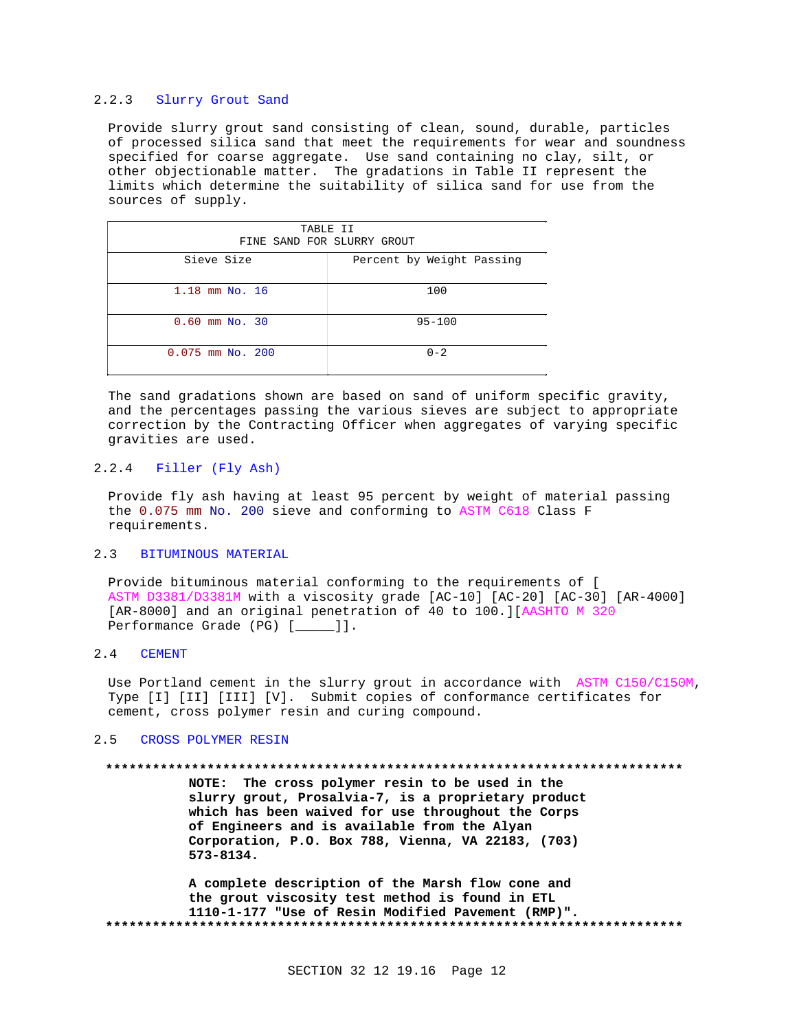### 2.2.3 Slurry Grout Sand

Provide slurry grout sand consisting of clean, sound, durable, particles of processed silica sand that meet the requirements for wear and soundness specified for coarse aggregate. Use sand containing no clay, silt, or other objectionable matter. The gradations in Table II represent the limits which determine the suitability of silica sand for use from the sources of supply.

TABLE II
FINE SAND FOR SLURRY GROUT

| Sieve Size | Percent by Weight Passing |
|---|---|
| 1.18 mm No. 16 | 100 |
| 0.60 mm No. 30 | 95-100 |
| 0.075 mm No. 200 | 0-2 |

The sand gradations shown are based on sand of uniform specific gravity, and the percentages passing the various sieves are subject to appropriate correction by the Contracting Officer when aggregates of varying specific gravities are used.

### 2.2.4 Filler (Fly Ash)

Provide fly ash having at least 95 percent by weight of material passing the 0.075 mm No. 200 sieve and conforming to ASTM C618 Class F requirements.

## 2.3 BITUMINOUS MATERIAL

Provide bituminous material conforming to the requirements of [ ASTM D3381/D3381M with a viscosity grade [AC-10] [AC-20] [AC-30] [AR-4000] [AR-8000] and an original penetration of 40 to 100.][AASHTO M 320 Performance Grade (PG) [_____]].

## 2.4 CEMENT

Use Portland cement in the slurry grout in accordance with ASTM C150/C150M, Type [I] [II] [III] [V]. Submit copies of conformance certificates for cement, cross polymer resin and curing compound.

## 2.5 CROSS POLYMER RESIN

**************************************************************************

**NOTE: The cross polymer resin to be used in the slurry grout, Prosalvia-7, is a proprietary product which has been waived for use throughout the Corps of Engineers and is available from the Alyan Corporation, P.O. Box 788, Vienna, VA 22183, (703) 573-8134.**

**A complete description of the Marsh flow cone and the grout viscosity test method is found in ETL 1110-1-177 "Use of Resin Modified Pavement (RMP)".**

**************************************************************************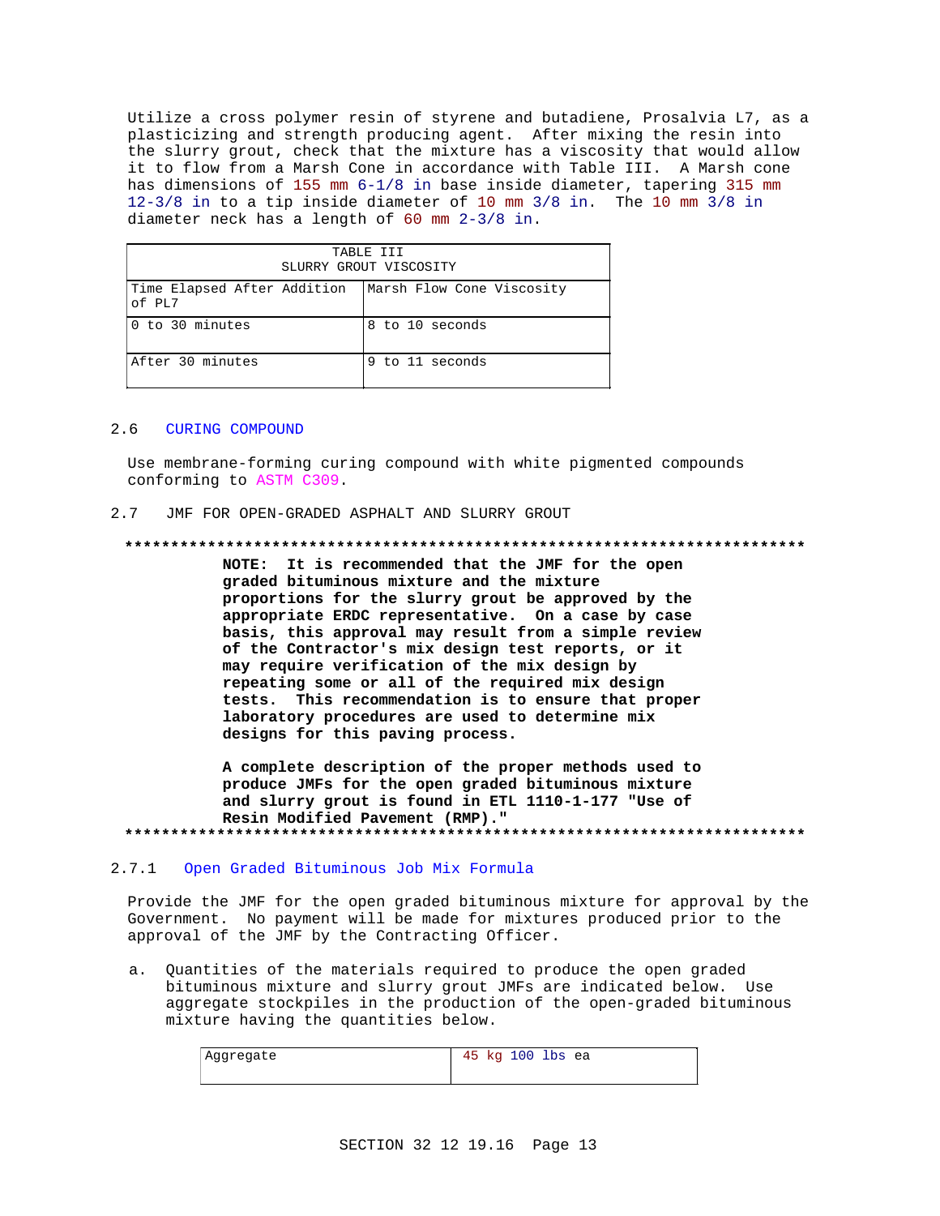Utilize a cross polymer resin of styrene and butadiene, Prosalvia L7, as a plasticizing and strength producing agent. After mixing the resin into the slurry grout, check that the mixture has a viscosity that would allow it to flow from a Marsh Cone in accordance with Table III. A Marsh cone has dimensions of 155 mm 6-1/8 in base inside diameter, tapering 315 mm 12-3/8 in to a tip inside diameter of 10 mm 3/8 in. The 10 mm 3/8 in diameter neck has a length of 60 mm 2-3/8 in.

| TABLE III SLURRY GROUT VISCOSITY | |
|---|---|
| Time Elapsed After Addition of PL7 | Marsh Flow Cone Viscosity |
| 0 to 30 minutes | 8 to 10 seconds |
| After 30 minutes | 9 to 11 seconds |

## 2.6 CURING COMPOUND

Use membrane-forming curing compound with white pigmented compounds conforming to ASTM C309.

## 2.7 JMF FOR OPEN-GRADED ASPHALT AND SLURRY GROUT

**************************************************************************

**NOTE: It is recommended that the JMF for the open graded bituminous mixture and the mixture proportions for the slurry grout be approved by the appropriate ERDC representative. On a case by case basis, this approval may result from a simple review of the Contractor's mix design test reports, or it may require verification of the mix design by repeating some or all of the required mix design tests. This recommendation is to ensure that proper laboratory procedures are used to determine mix designs for this paving process.**

**A complete description of the proper methods used to produce JMFs for the open graded bituminous mixture and slurry grout is found in ETL 1110-1-177 "Use of Resin Modified Pavement (RMP)."**

**************************************************************************

### 2.7.1 Open Graded Bituminous Job Mix Formula

Provide the JMF for the open graded bituminous mixture for approval by the Government. No payment will be made for mixtures produced prior to the approval of the JMF by the Contracting Officer.

a. Quantities of the materials required to produce the open graded bituminous mixture and slurry grout JMFs are indicated below. Use aggregate stockpiles in the production of the open-graded bituminous mixture having the quantities below.

| Aggregate | 45 kg 100 lbs ea |
|---|---|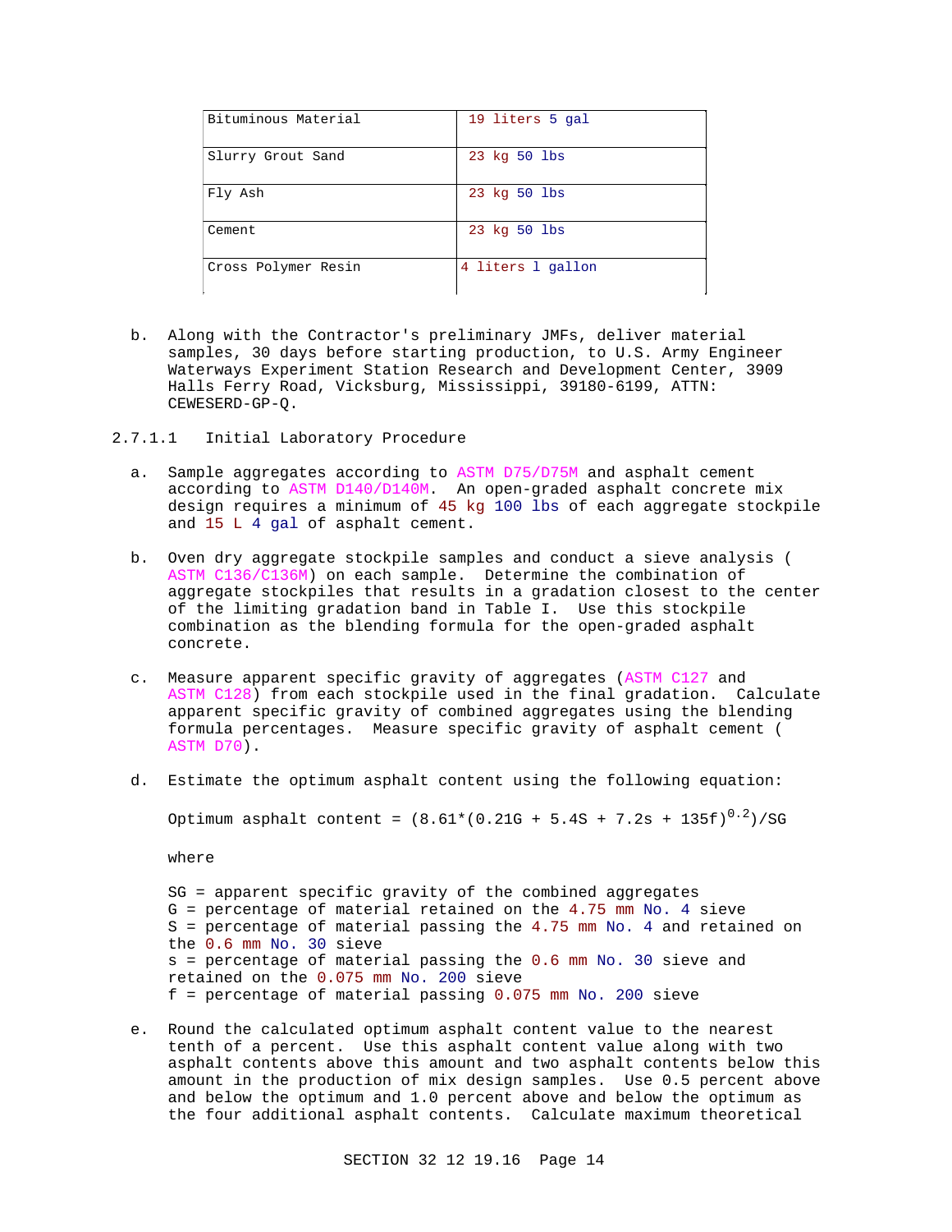| | |
|---|---|
| Bituminous Material | 19 liters 5 gal |
| Slurry Grout Sand | 23 kg 50 lbs |
| Fly Ash | 23 kg 50 lbs |
| Cement | 23 kg 50 lbs |
| Cross Polymer Resin | 4 liters 1 gallon |

b. Along with the Contractor's preliminary JMFs, deliver material samples, 30 days before starting production, to U.S. Army Engineer Waterways Experiment Station Research and Development Center, 3909 Halls Ferry Road, Vicksburg, Mississippi, 39180-6199, ATTN: CEWESERD-GP-Q.

#### 2.7.1.1 Initial Laboratory Procedure

a. Sample aggregates according to ASTM D75/D75M and asphalt cement according to ASTM D140/D140M. An open-graded asphalt concrete mix design requires a minimum of 45 kg 100 lbs of each aggregate stockpile and 15 L 4 gal of asphalt cement.

b. Oven dry aggregate stockpile samples and conduct a sieve analysis ( ASTM C136/C136M) on each sample. Determine the combination of aggregate stockpiles that results in a gradation closest to the center of the limiting gradation band in Table I. Use this stockpile combination as the blending formula for the open-graded asphalt concrete.

c. Measure apparent specific gravity of aggregates (ASTM C127 and ASTM C128) from each stockpile used in the final gradation. Calculate apparent specific gravity of combined aggregates using the blending formula percentages. Measure specific gravity of asphalt cement ( ASTM D70).

d. Estimate the optimum asphalt content using the following equation:

$$\text{Optimum asphalt content} = (8.61*(0.21G + 5.4S + 7.2s + 135f)^{0.2})/SG$$

where

SG = apparent specific gravity of the combined aggregates
G = percentage of material retained on the 4.75 mm No. 4 sieve
S = percentage of material passing the 4.75 mm No. 4 and retained on the 0.6 mm No. 30 sieve
s = percentage of material passing the 0.6 mm No. 30 sieve and retained on the 0.075 mm No. 200 sieve
f = percentage of material passing 0.075 mm No. 200 sieve

e. Round the calculated optimum asphalt content value to the nearest tenth of a percent. Use this asphalt content value along with two asphalt contents above this amount and two asphalt contents below this amount in the production of mix design samples. Use 0.5 percent above and below the optimum and 1.0 percent above and below the optimum as the four additional asphalt contents. Calculate maximum theoretical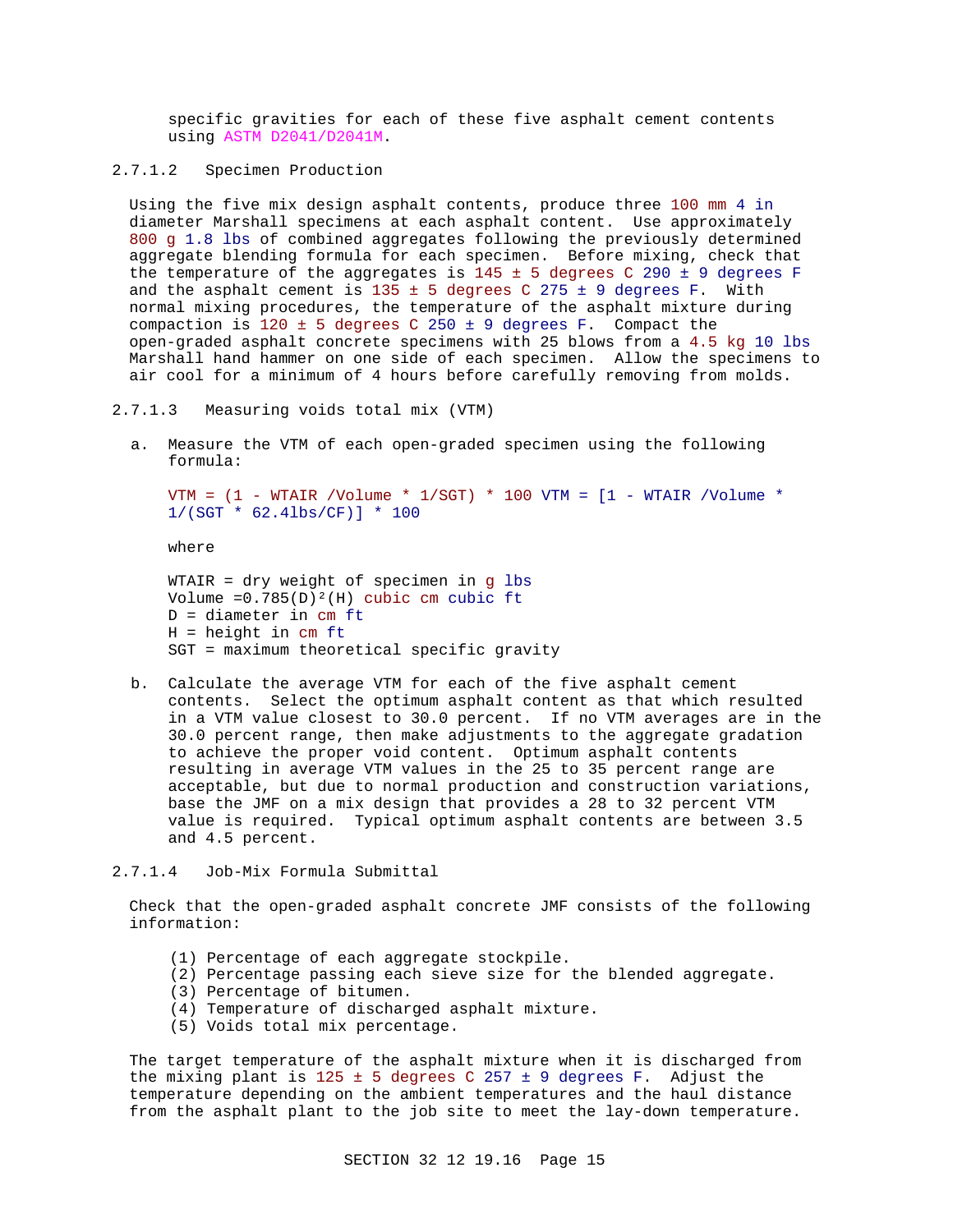specific gravities for each of these five asphalt cement contents using ASTM D2041/D2041M.

#### 2.7.1.2 Specimen Production

Using the five mix design asphalt contents, produce three 100 mm 4 in diameter Marshall specimens at each asphalt content. Use approximately 800 g 1.8 lbs of combined aggregates following the previously determined aggregate blending formula for each specimen. Before mixing, check that the temperature of the aggregates is 145 ± 5 degrees C 290 ± 9 degrees F and the asphalt cement is 135 ± 5 degrees C 275 ± 9 degrees F. With normal mixing procedures, the temperature of the asphalt mixture during compaction is 120 ± 5 degrees C 250 ± 9 degrees F. Compact the open-graded asphalt concrete specimens with 25 blows from a 4.5 kg 10 lbs Marshall hand hammer on one side of each specimen. Allow the specimens to air cool for a minimum of 4 hours before carefully removing from molds.

#### 2.7.1.3 Measuring voids total mix (VTM)

a. Measure the VTM of each open-graded specimen using the following formula:

$$VTM = (1 - WTAIR / Volume * 1/SGT) * 100 \quad VTM = [1 - WTAIR / Volume * 1/(SGT * 62.4 lbs/CF)] * 100$$

where

WTAIR = dry weight of specimen in g lbs
Volume $= 0.785(D)^2(H)$ cubic cm cubic ft
D = diameter in cm ft
H = height in cm ft
SGT = maximum theoretical specific gravity

b. Calculate the average VTM for each of the five asphalt cement contents. Select the optimum asphalt content as that which resulted in a VTM value closest to 30.0 percent. If no VTM averages are in the 30.0 percent range, then make adjustments to the aggregate gradation to achieve the proper void content. Optimum asphalt contents resulting in average VTM values in the 25 to 35 percent range are acceptable, but due to normal production and construction variations, base the JMF on a mix design that provides a 28 to 32 percent VTM value is required. Typical optimum asphalt contents are between 3.5 and 4.5 percent.

#### 2.7.1.4 Job-Mix Formula Submittal

Check that the open-graded asphalt concrete JMF consists of the following information:

(1) Percentage of each aggregate stockpile.
(2) Percentage passing each sieve size for the blended aggregate.
(3) Percentage of bitumen.
(4) Temperature of discharged asphalt mixture.
(5) Voids total mix percentage.

The target temperature of the asphalt mixture when it is discharged from the mixing plant is 125 ± 5 degrees C 257 ± 9 degrees F. Adjust the temperature depending on the ambient temperatures and the haul distance from the asphalt plant to the job site to meet the lay-down temperature.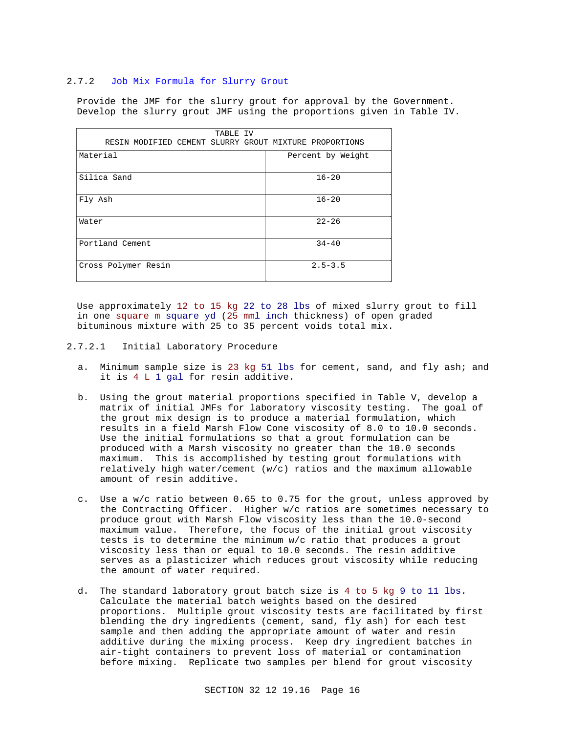### 2.7.2 Job Mix Formula for Slurry Grout

Provide the JMF for the slurry grout for approval by the Government. Develop the slurry grout JMF using the proportions given in Table IV.

| TABLE IV<br>RESIN MODIFIED CEMENT SLURRY GROUT MIXTURE PROPORTIONS | |
|---|---|
| Material | Percent by Weight |
| Silica Sand | 16-20 |
| Fly Ash | 16-20 |
| Water | 22-26 |
| Portland Cement | 34-40 |
| Cross Polymer Resin | 2.5-3.5 |

Use approximately 12 to 15 kg 22 to 28 lbs of mixed slurry grout to fill in one square m square yd (25 mml inch thickness) of open graded bituminous mixture with 25 to 35 percent voids total mix.

#### 2.7.2.1 Initial Laboratory Procedure

a. Minimum sample size is 23 kg 51 lbs for cement, sand, and fly ash; and it is 4 L 1 gal for resin additive.

b. Using the grout material proportions specified in Table V, develop a matrix of initial JMFs for laboratory viscosity testing. The goal of the grout mix design is to produce a material formulation, which results in a field Marsh Flow Cone viscosity of 8.0 to 10.0 seconds. Use the initial formulations so that a grout formulation can be produced with a Marsh viscosity no greater than the 10.0 seconds maximum. This is accomplished by testing grout formulations with relatively high water/cement (w/c) ratios and the maximum allowable amount of resin additive.

c. Use a w/c ratio between 0.65 to 0.75 for the grout, unless approved by the Contracting Officer. Higher w/c ratios are sometimes necessary to produce grout with Marsh Flow viscosity less than the 10.0-second maximum value. Therefore, the focus of the initial grout viscosity tests is to determine the minimum w/c ratio that produces a grout viscosity less than or equal to 10.0 seconds. The resin additive serves as a plasticizer which reduces grout viscosity while reducing the amount of water required.

d. The standard laboratory grout batch size is 4 to 5 kg 9 to 11 lbs. Calculate the material batch weights based on the desired proportions. Multiple grout viscosity tests are facilitated by first blending the dry ingredients (cement, sand, fly ash) for each test sample and then adding the appropriate amount of water and resin additive during the mixing process. Keep dry ingredient batches in air-tight containers to prevent loss of material or contamination before mixing. Replicate two samples per blend for grout viscosity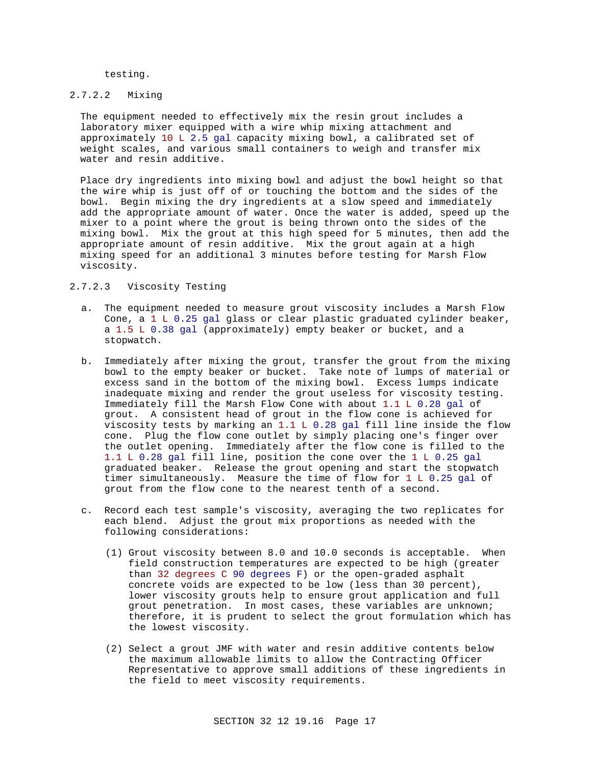testing.

#### 2.7.2.2 Mixing

The equipment needed to effectively mix the resin grout includes a laboratory mixer equipped with a wire whip mixing attachment and approximately 10 L 2.5 gal capacity mixing bowl, a calibrated set of weight scales, and various small containers to weigh and transfer mix water and resin additive.

Place dry ingredients into mixing bowl and adjust the bowl height so that the wire whip is just off of or touching the bottom and the sides of the bowl. Begin mixing the dry ingredients at a slow speed and immediately add the appropriate amount of water. Once the water is added, speed up the mixer to a point where the grout is being thrown onto the sides of the mixing bowl. Mix the grout at this high speed for 5 minutes, then add the appropriate amount of resin additive. Mix the grout again at a high mixing speed for an additional 3 minutes before testing for Marsh Flow viscosity.

#### 2.7.2.3 Viscosity Testing

a. The equipment needed to measure grout viscosity includes a Marsh Flow Cone, a 1 L 0.25 gal glass or clear plastic graduated cylinder beaker, a 1.5 L 0.38 gal (approximately) empty beaker or bucket, and a stopwatch.

b. Immediately after mixing the grout, transfer the grout from the mixing bowl to the empty beaker or bucket. Take note of lumps of material or excess sand in the bottom of the mixing bowl. Excess lumps indicate inadequate mixing and render the grout useless for viscosity testing. Immediately fill the Marsh Flow Cone with about 1.1 L 0.28 gal of grout. A consistent head of grout in the flow cone is achieved for viscosity tests by marking an 1.1 L 0.28 gal fill line inside the flow cone. Plug the flow cone outlet by simply placing one's finger over the outlet opening. Immediately after the flow cone is filled to the 1.1 L 0.28 gal fill line, position the cone over the 1 L 0.25 gal graduated beaker. Release the grout opening and start the stopwatch timer simultaneously. Measure the time of flow for 1 L 0.25 gal of grout from the flow cone to the nearest tenth of a second.

c. Record each test sample's viscosity, averaging the two replicates for each blend. Adjust the grout mix proportions as needed with the following considerations:

   (1) Grout viscosity between 8.0 and 10.0 seconds is acceptable. When field construction temperatures are expected to be high (greater than 32 degrees C 90 degrees F) or the open-graded asphalt concrete voids are expected to be low (less than 30 percent), lower viscosity grouts help to ensure grout application and full grout penetration. In most cases, these variables are unknown; therefore, it is prudent to select the grout formulation which has the lowest viscosity.

   (2) Select a grout JMF with water and resin additive contents below the maximum allowable limits to allow the Contracting Officer Representative to approve small additions of these ingredients in the field to meet viscosity requirements.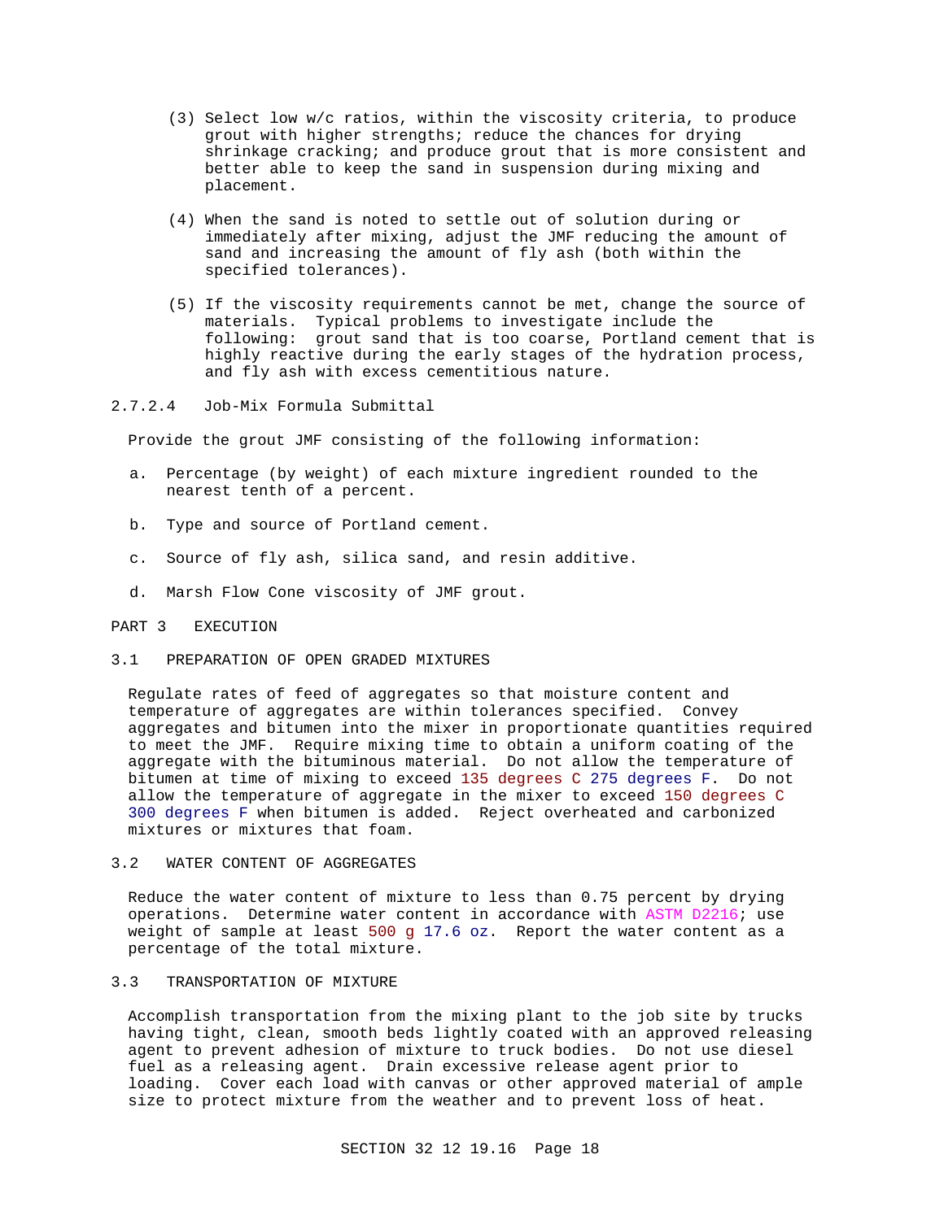(3) Select low w/c ratios, within the viscosity criteria, to produce grout with higher strengths; reduce the chances for drying shrinkage cracking; and produce grout that is more consistent and better able to keep the sand in suspension during mixing and placement.

(4) When the sand is noted to settle out of solution during or immediately after mixing, adjust the JMF reducing the amount of sand and increasing the amount of fly ash (both within the specified tolerances).

(5) If the viscosity requirements cannot be met, change the source of materials. Typical problems to investigate include the following: grout sand that is too coarse, Portland cement that is highly reactive during the early stages of the hydration process, and fly ash with excess cementitious nature.

#### 2.7.2.4 Job-Mix Formula Submittal

Provide the grout JMF consisting of the following information:

a. Percentage (by weight) of each mixture ingredient rounded to the nearest tenth of a percent.

b. Type and source of Portland cement.

c. Source of fly ash, silica sand, and resin additive.

d. Marsh Flow Cone viscosity of JMF grout.

# PART 3 EXECUTION

## 3.1 PREPARATION OF OPEN GRADED MIXTURES

Regulate rates of feed of aggregates so that moisture content and temperature of aggregates are within tolerances specified. Convey aggregates and bitumen into the mixer in proportionate quantities required to meet the JMF. Require mixing time to obtain a uniform coating of the aggregate with the bituminous material. Do not allow the temperature of bitumen at time of mixing to exceed 135 degrees C 275 degrees F. Do not allow the temperature of aggregate in the mixer to exceed 150 degrees C 300 degrees F when bitumen is added. Reject overheated and carbonized mixtures or mixtures that foam.

## 3.2 WATER CONTENT OF AGGREGATES

Reduce the water content of mixture to less than 0.75 percent by drying operations. Determine water content in accordance with ASTM D2216; use weight of sample at least 500 g 17.6 oz. Report the water content as a percentage of the total mixture.

## 3.3 TRANSPORTATION OF MIXTURE

Accomplish transportation from the mixing plant to the job site by trucks having tight, clean, smooth beds lightly coated with an approved releasing agent to prevent adhesion of mixture to truck bodies. Do not use diesel fuel as a releasing agent. Drain excessive release agent prior to loading. Cover each load with canvas or other approved material of ample size to protect mixture from the weather and to prevent loss of heat.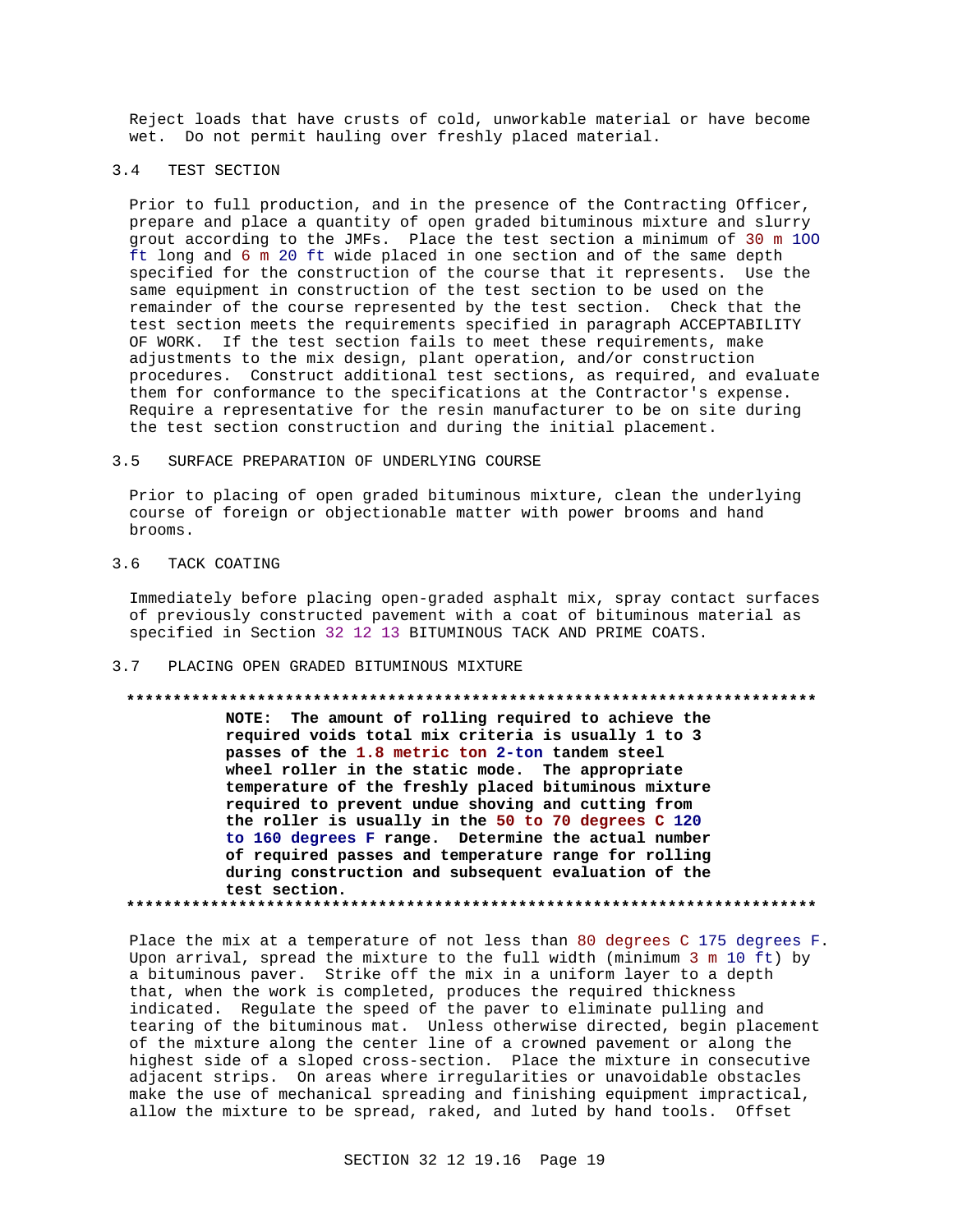Reject loads that have crusts of cold, unworkable material or have become wet. Do not permit hauling over freshly placed material.

## 3.4 TEST SECTION

Prior to full production, and in the presence of the Contracting Officer, prepare and place a quantity of open graded bituminous mixture and slurry grout according to the JMFs. Place the test section a minimum of 30 m 100 ft long and 6 m 20 ft wide placed in one section and of the same depth specified for the construction of the course that it represents. Use the same equipment in construction of the test section to be used on the remainder of the course represented by the test section. Check that the test section meets the requirements specified in paragraph ACCEPTABILITY OF WORK. If the test section fails to meet these requirements, make adjustments to the mix design, plant operation, and/or construction procedures. Construct additional test sections, as required, and evaluate them for conformance to the specifications at the Contractor's expense. Require a representative for the resin manufacturer to be on site during the test section construction and during the initial placement.

## 3.5 SURFACE PREPARATION OF UNDERLYING COURSE

Prior to placing of open graded bituminous mixture, clean the underlying course of foreign or objectionable matter with power brooms and hand brooms.

## 3.6 TACK COATING

Immediately before placing open-graded asphalt mix, spray contact surfaces of previously constructed pavement with a coat of bituminous material as specified in Section 32 12 13 BITUMINOUS TACK AND PRIME COATS.

## 3.7 PLACING OPEN GRADED BITUMINOUS MIXTURE

**************************************************************************

**NOTE: The amount of rolling required to achieve the required voids total mix criteria is usually 1 to 3 passes of the 1.8 metric ton 2-ton tandem steel wheel roller in the static mode. The appropriate temperature of the freshly placed bituminous mixture required to prevent undue shoving and cutting from the roller is usually in the 50 to 70 degrees C 120 to 160 degrees F range. Determine the actual number of required passes and temperature range for rolling during construction and subsequent evaluation of the test section.**

**************************************************************************

Place the mix at a temperature of not less than 80 degrees C 175 degrees F. Upon arrival, spread the mixture to the full width (minimum 3 m 10 ft) by a bituminous paver. Strike off the mix in a uniform layer to a depth that, when the work is completed, produces the required thickness indicated. Regulate the speed of the paver to eliminate pulling and tearing of the bituminous mat. Unless otherwise directed, begin placement of the mixture along the center line of a crowned pavement or along the highest side of a sloped cross-section. Place the mixture in consecutive adjacent strips. On areas where irregularities or unavoidable obstacles make the use of mechanical spreading and finishing equipment impractical, allow the mixture to be spread, raked, and luted by hand tools. Offset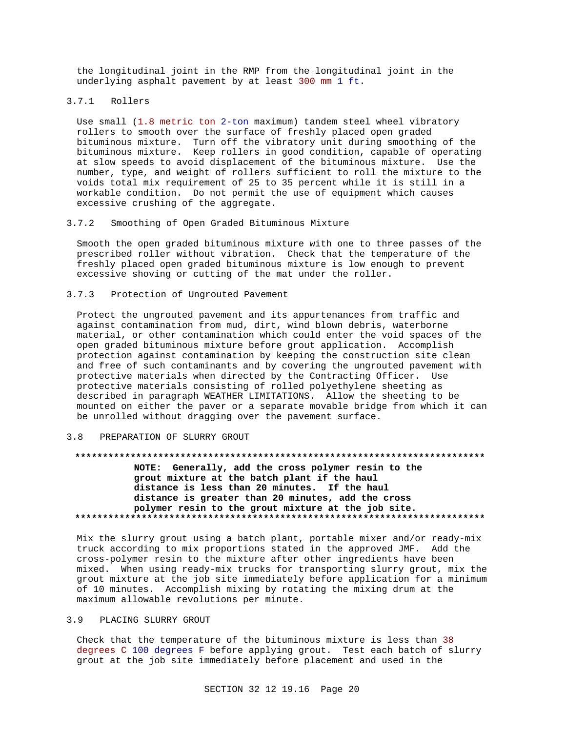the longitudinal joint in the RMP from the longitudinal joint in the underlying asphalt pavement by at least 300 mm 1 ft.

#### 3.7.1 Rollers

Use small (1.8 metric ton 2-ton maximum) tandem steel wheel vibratory rollers to smooth over the surface of freshly placed open graded bituminous mixture. Turn off the vibratory unit during smoothing of the bituminous mixture. Keep rollers in good condition, capable of operating at slow speeds to avoid displacement of the bituminous mixture. Use the number, type, and weight of rollers sufficient to roll the mixture to the voids total mix requirement of 25 to 35 percent while it is still in a workable condition. Do not permit the use of equipment which causes excessive crushing of the aggregate.

#### 3.7.2 Smoothing of Open Graded Bituminous Mixture

Smooth the open graded bituminous mixture with one to three passes of the prescribed roller without vibration. Check that the temperature of the freshly placed open graded bituminous mixture is low enough to prevent excessive shoving or cutting of the mat under the roller.

#### 3.7.3 Protection of Ungrouted Pavement

Protect the ungrouted pavement and its appurtenances from traffic and against contamination from mud, dirt, wind blown debris, waterborne material, or other contamination which could enter the void spaces of the open graded bituminous mixture before grout application. Accomplish protection against contamination by keeping the construction site clean and free of such contaminants and by covering the ungrouted pavement with protective materials when directed by the Contracting Officer. Use protective materials consisting of rolled polyethylene sheeting as described in paragraph WEATHER LIMITATIONS. Allow the sheeting to be mounted on either the paver or a separate movable bridge from which it can be unrolled without dragging over the pavement surface.

### 3.8 PREPARATION OF SLURRY GROUT

**************************************************************************

**NOTE: Generally, add the cross polymer resin to the grout mixture at the batch plant if the haul distance is less than 20 minutes. If the haul distance is greater than 20 minutes, add the cross polymer resin to the grout mixture at the job site.**

**************************************************************************

Mix the slurry grout using a batch plant, portable mixer and/or ready-mix truck according to mix proportions stated in the approved JMF. Add the cross-polymer resin to the mixture after other ingredients have been mixed. When using ready-mix trucks for transporting slurry grout, mix the grout mixture at the job site immediately before application for a minimum of 10 minutes. Accomplish mixing by rotating the mixing drum at the maximum allowable revolutions per minute.

### 3.9 PLACING SLURRY GROUT

Check that the temperature of the bituminous mixture is less than 38 degrees C 100 degrees F before applying grout. Test each batch of slurry grout at the job site immediately before placement and used in the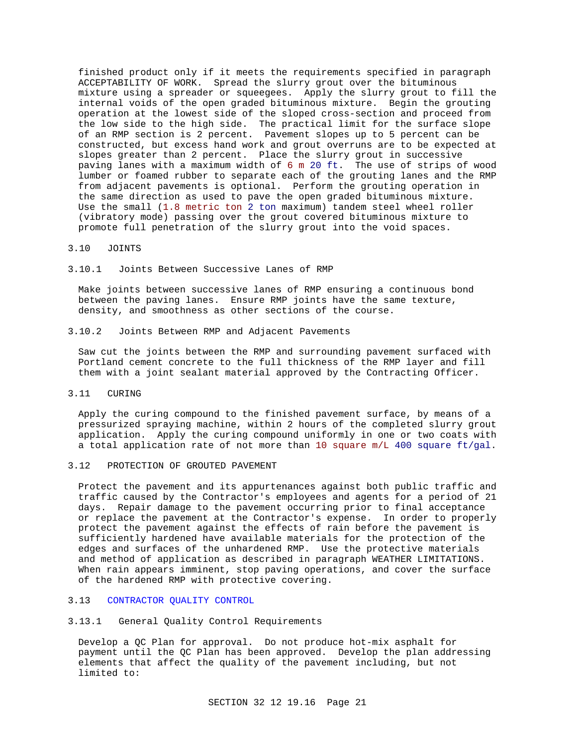finished product only if it meets the requirements specified in paragraph ACCEPTABILITY OF WORK. Spread the slurry grout over the bituminous mixture using a spreader or squeegees. Apply the slurry grout to fill the internal voids of the open graded bituminous mixture. Begin the grouting operation at the lowest side of the sloped cross-section and proceed from the low side to the high side. The practical limit for the surface slope of an RMP section is 2 percent. Pavement slopes up to 5 percent can be constructed, but excess hand work and grout overruns are to be expected at slopes greater than 2 percent. Place the slurry grout in successive paving lanes with a maximum width of 6 m 20 ft. The use of strips of wood lumber or foamed rubber to separate each of the grouting lanes and the RMP from adjacent pavements is optional. Perform the grouting operation in the same direction as used to pave the open graded bituminous mixture. Use the small (1.8 metric ton 2 ton maximum) tandem steel wheel roller (vibratory mode) passing over the grout covered bituminous mixture to promote full penetration of the slurry grout into the void spaces.

## 3.10 JOINTS

### 3.10.1 Joints Between Successive Lanes of RMP

Make joints between successive lanes of RMP ensuring a continuous bond between the paving lanes. Ensure RMP joints have the same texture, density, and smoothness as other sections of the course.

### 3.10.2 Joints Between RMP and Adjacent Pavements

Saw cut the joints between the RMP and surrounding pavement surfaced with Portland cement concrete to the full thickness of the RMP layer and fill them with a joint sealant material approved by the Contracting Officer.

## 3.11 CURING

Apply the curing compound to the finished pavement surface, by means of a pressurized spraying machine, within 2 hours of the completed slurry grout application. Apply the curing compound uniformly in one or two coats with a total application rate of not more than 10 square m/L 400 square ft/gal.

## 3.12 PROTECTION OF GROUTED PAVEMENT

Protect the pavement and its appurtenances against both public traffic and traffic caused by the Contractor's employees and agents for a period of 21 days. Repair damage to the pavement occurring prior to final acceptance or replace the pavement at the Contractor's expense. In order to properly protect the pavement against the effects of rain before the pavement is sufficiently hardened have available materials for the protection of the edges and surfaces of the unhardened RMP. Use the protective materials and method of application as described in paragraph WEATHER LIMITATIONS. When rain appears imminent, stop paving operations, and cover the surface of the hardened RMP with protective covering.

## 3.13 CONTRACTOR QUALITY CONTROL

### 3.13.1 General Quality Control Requirements

Develop a QC Plan for approval. Do not produce hot-mix asphalt for payment until the QC Plan has been approved. Develop the plan addressing elements that affect the quality of the pavement including, but not limited to: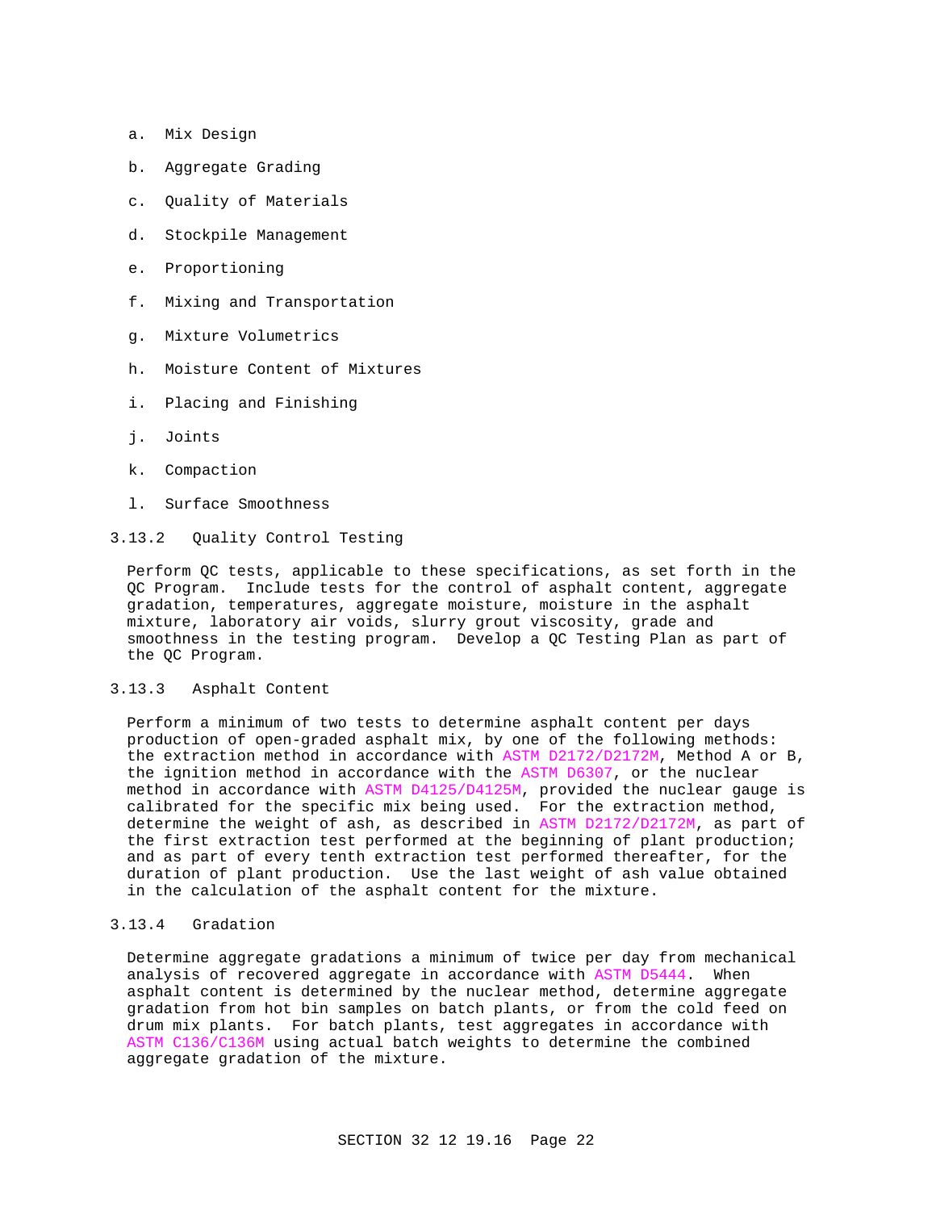a. Mix Design

b. Aggregate Grading

c. Quality of Materials

d. Stockpile Management

e. Proportioning

f. Mixing and Transportation

g. Mixture Volumetrics

h. Moisture Content of Mixtures

i. Placing and Finishing

j. Joints

k. Compaction

l. Surface Smoothness

### 3.13.2 Quality Control Testing

Perform QC tests, applicable to these specifications, as set forth in the QC Program. Include tests for the control of asphalt content, aggregate gradation, temperatures, aggregate moisture, moisture in the asphalt mixture, laboratory air voids, slurry grout viscosity, grade and smoothness in the testing program. Develop a QC Testing Plan as part of the QC Program.

### 3.13.3 Asphalt Content

Perform a minimum of two tests to determine asphalt content per days production of open-graded asphalt mix, by one of the following methods: the extraction method in accordance with ASTM D2172/D2172M, Method A or B, the ignition method in accordance with the ASTM D6307, or the nuclear method in accordance with ASTM D4125/D4125M, provided the nuclear gauge is calibrated for the specific mix being used. For the extraction method, determine the weight of ash, as described in ASTM D2172/D2172M, as part of the first extraction test performed at the beginning of plant production; and as part of every tenth extraction test performed thereafter, for the duration of plant production. Use the last weight of ash value obtained in the calculation of the asphalt content for the mixture.

### 3.13.4 Gradation

Determine aggregate gradations a minimum of twice per day from mechanical analysis of recovered aggregate in accordance with ASTM D5444. When asphalt content is determined by the nuclear method, determine aggregate gradation from hot bin samples on batch plants, or from the cold feed on drum mix plants. For batch plants, test aggregates in accordance with ASTM C136/C136M using actual batch weights to determine the combined aggregate gradation of the mixture.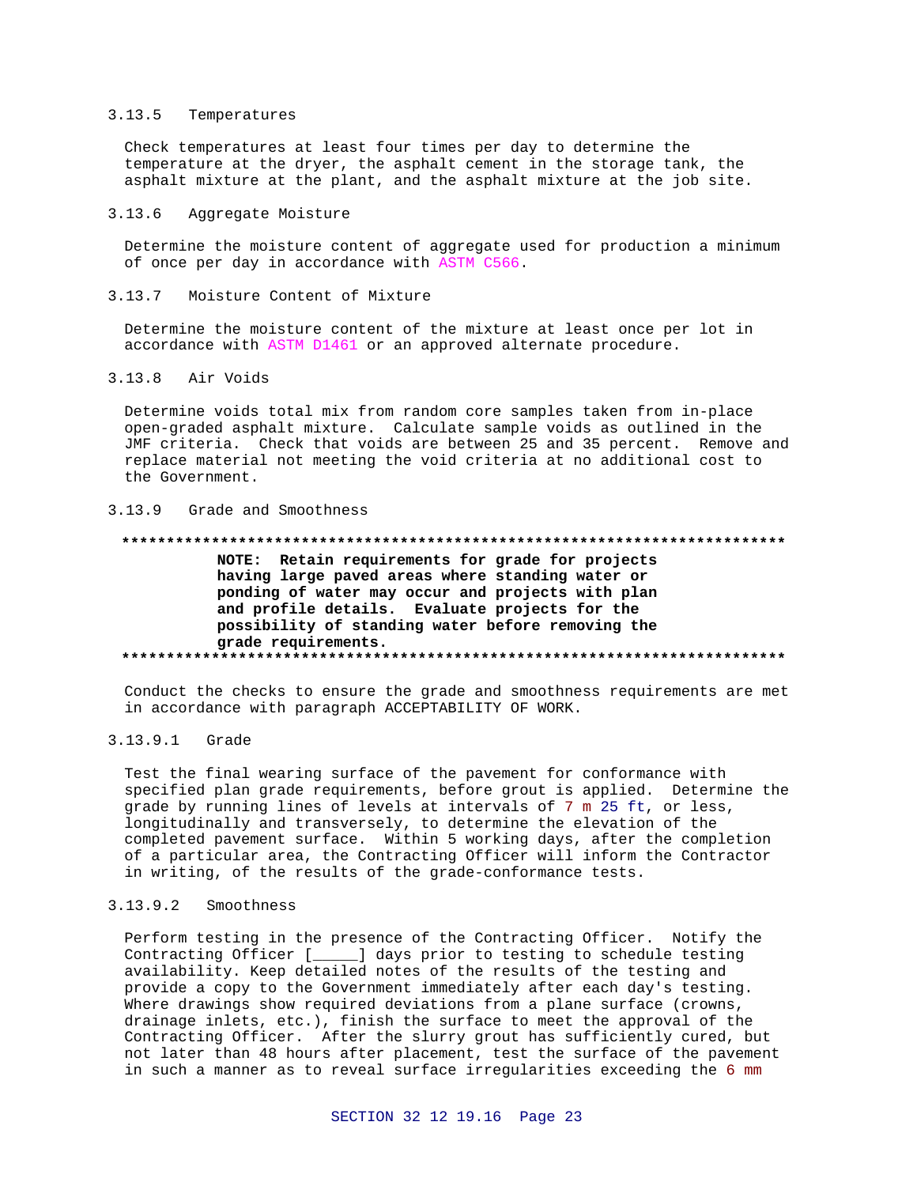### 3.13.5 Temperatures

Check temperatures at least four times per day to determine the temperature at the dryer, the asphalt cement in the storage tank, the asphalt mixture at the plant, and the asphalt mixture at the job site.

### 3.13.6 Aggregate Moisture

Determine the moisture content of aggregate used for production a minimum of once per day in accordance with ASTM C566.

### 3.13.7 Moisture Content of Mixture

Determine the moisture content of the mixture at least once per lot in accordance with ASTM D1461 or an approved alternate procedure.

### 3.13.8 Air Voids

Determine voids total mix from random core samples taken from in-place open-graded asphalt mixture. Calculate sample voids as outlined in the JMF criteria. Check that voids are between 25 and 35 percent. Remove and replace material not meeting the void criteria at no additional cost to the Government.

### 3.13.9 Grade and Smoothness

**************************************************************************

**NOTE: Retain requirements for grade for projects having large paved areas where standing water or ponding of water may occur and projects with plan and profile details. Evaluate projects for the possibility of standing water before removing the grade requirements.**

**************************************************************************

Conduct the checks to ensure the grade and smoothness requirements are met in accordance with paragraph ACCEPTABILITY OF WORK.

#### 3.13.9.1 Grade

Test the final wearing surface of the pavement for conformance with specified plan grade requirements, before grout is applied. Determine the grade by running lines of levels at intervals of 7 m 25 ft, or less, longitudinally and transversely, to determine the elevation of the completed pavement surface. Within 5 working days, after the completion of a particular area, the Contracting Officer will inform the Contractor in writing, of the results of the grade-conformance tests.

#### 3.13.9.2 Smoothness

Perform testing in the presence of the Contracting Officer. Notify the Contracting Officer [_____] days prior to testing to schedule testing availability. Keep detailed notes of the results of the testing and provide a copy to the Government immediately after each day's testing. Where drawings show required deviations from a plane surface (crowns, drainage inlets, etc.), finish the surface to meet the approval of the Contracting Officer. After the slurry grout has sufficiently cured, but not later than 48 hours after placement, test the surface of the pavement in such a manner as to reveal surface irregularities exceeding the 6 mm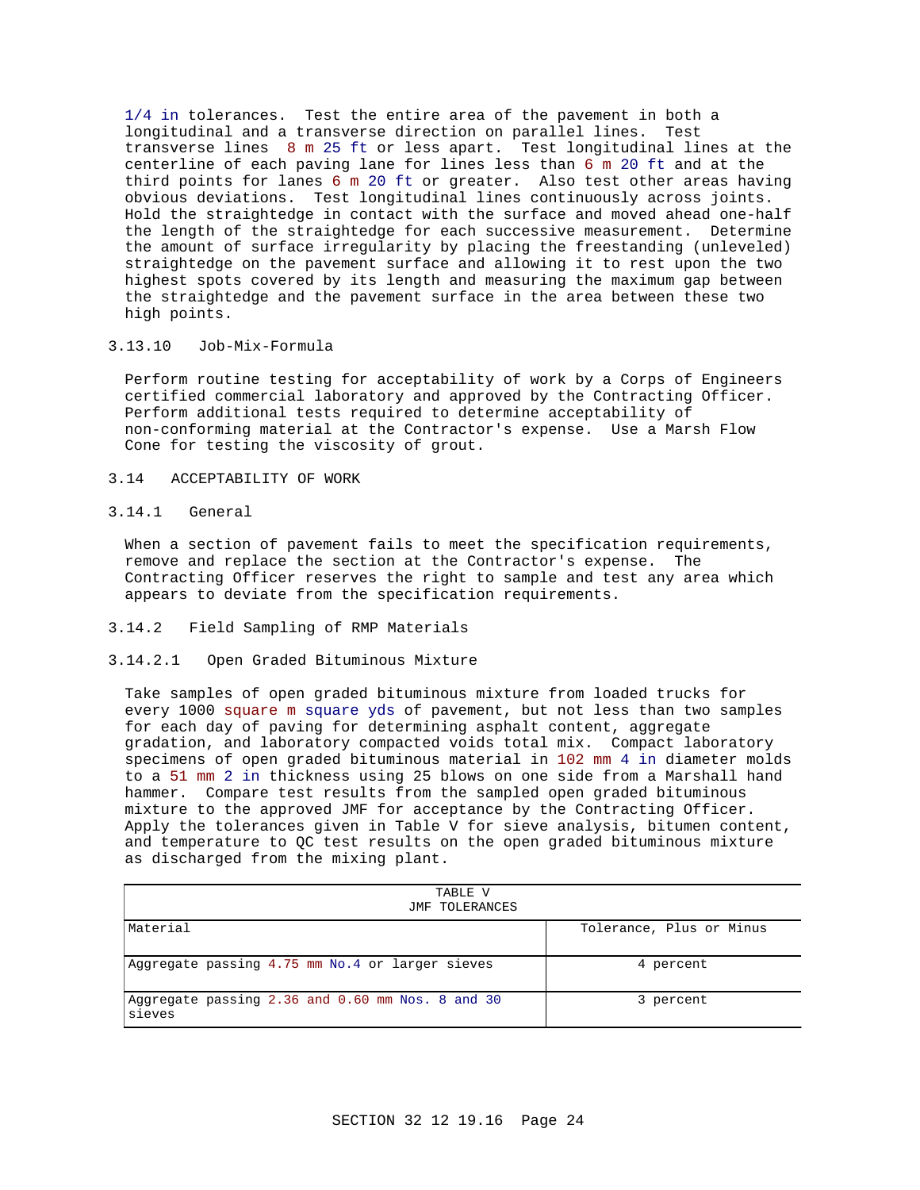1/4 in tolerances. Test the entire area of the pavement in both a longitudinal and a transverse direction on parallel lines. Test transverse lines 8 m 25 ft or less apart. Test longitudinal lines at the centerline of each paving lane for lines less than 6 m 20 ft and at the third points for lanes 6 m 20 ft or greater. Also test other areas having obvious deviations. Test longitudinal lines continuously across joints. Hold the straightedge in contact with the surface and moved ahead one-half the length of the straightedge for each successive measurement. Determine the amount of surface irregularity by placing the freestanding (unleveled) straightedge on the pavement surface and allowing it to rest upon the two highest spots covered by its length and measuring the maximum gap between the straightedge and the pavement surface in the area between these two high points.

### 3.13.10 Job-Mix-Formula

Perform routine testing for acceptability of work by a Corps of Engineers certified commercial laboratory and approved by the Contracting Officer. Perform additional tests required to determine acceptability of non-conforming material at the Contractor's expense. Use a Marsh Flow Cone for testing the viscosity of grout.

## 3.14 ACCEPTABILITY OF WORK

### 3.14.1 General

When a section of pavement fails to meet the specification requirements, remove and replace the section at the Contractor's expense. The Contracting Officer reserves the right to sample and test any area which appears to deviate from the specification requirements.

### 3.14.2 Field Sampling of RMP Materials

#### 3.14.2.1 Open Graded Bituminous Mixture

Take samples of open graded bituminous mixture from loaded trucks for every 1000 square m square yds of pavement, but not less than two samples for each day of paving for determining asphalt content, aggregate gradation, and laboratory compacted voids total mix. Compact laboratory specimens of open graded bituminous material in 102 mm 4 in diameter molds to a 51 mm 2 in thickness using 25 blows on one side from a Marshall hand hammer. Compare test results from the sampled open graded bituminous mixture to the approved JMF for acceptance by the Contracting Officer. Apply the tolerances given in Table V for sieve analysis, bitumen content, and temperature to QC test results on the open graded bituminous mixture as discharged from the mixing plant.

TABLE V
JMF TOLERANCES

| Material | Tolerance, Plus or Minus |
|---|---|
| Aggregate passing 4.75 mm No.4 or larger sieves | 4 percent |
| Aggregate passing 2.36 and 0.60 mm Nos. 8 and 30 sieves | 3 percent |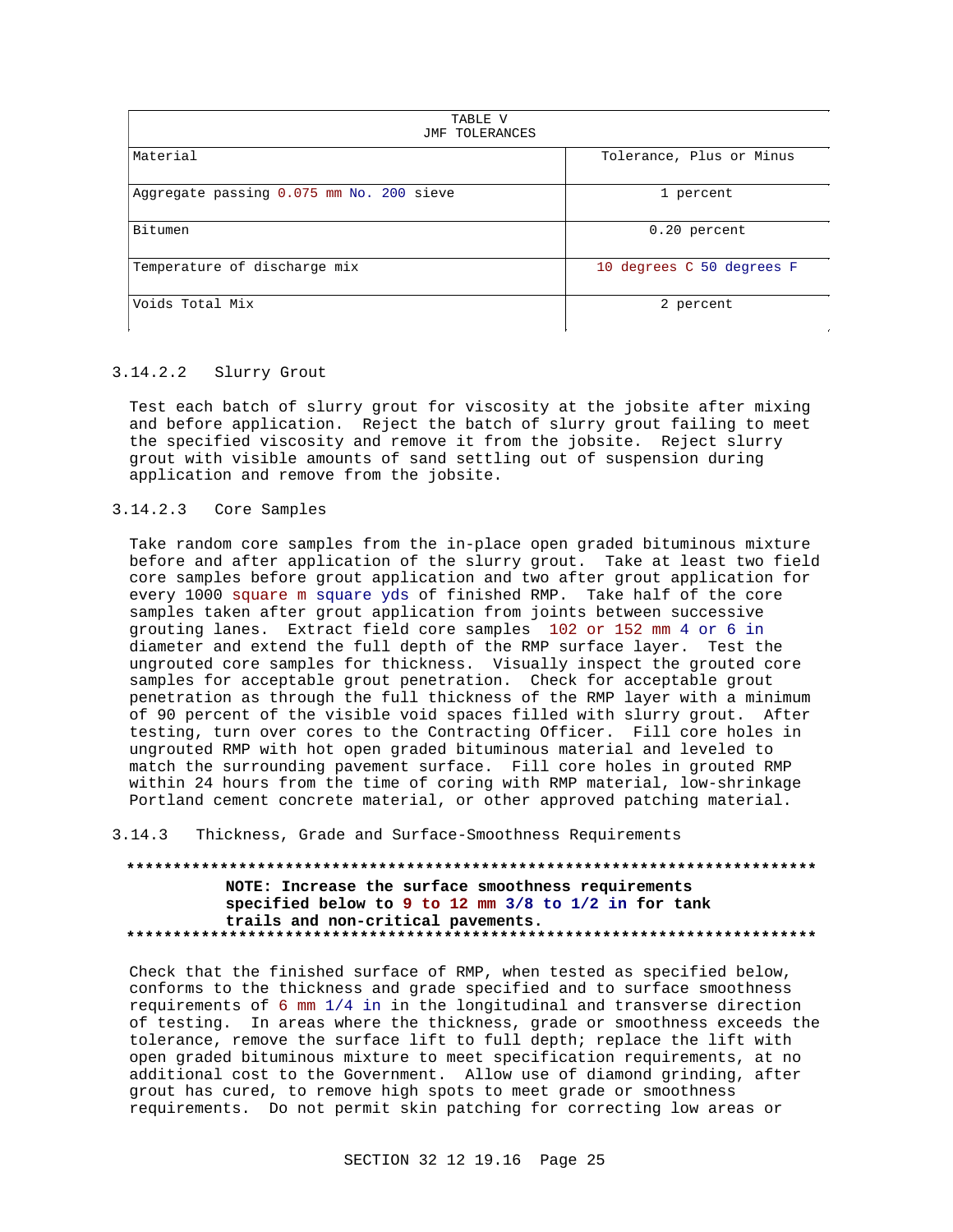| TABLE V JMF TOLERANCES | |
|---|---|
| Material | Tolerance, Plus or Minus |
| Aggregate passing 0.075 mm No. 200 sieve | 1 percent |
| Bitumen | 0.20 percent |
| Temperature of discharge mix | 10 degrees C 50 degrees F |
| Voids Total Mix | 2 percent |

3.14.2.2 Slurry Grout

Test each batch of slurry grout for viscosity at the jobsite after mixing and before application. Reject the batch of slurry grout failing to meet the specified viscosity and remove it from the jobsite. Reject slurry grout with visible amounts of sand settling out of suspension during application and remove from the jobsite.

3.14.2.3 Core Samples

Take random core samples from the in-place open graded bituminous mixture before and after application of the slurry grout. Take at least two field core samples before grout application and two after grout application for every 1000 square m square yds of finished RMP. Take half of the core samples taken after grout application from joints between successive grouting lanes. Extract field core samples 102 or 152 mm 4 or 6 in diameter and extend the full depth of the RMP surface layer. Test the ungrouted core samples for thickness. Visually inspect the grouted core samples for acceptable grout penetration. Check for acceptable grout penetration as through the full thickness of the RMP layer with a minimum of 90 percent of the visible void spaces filled with slurry grout. After testing, turn over cores to the Contracting Officer. Fill core holes in ungrouted RMP with hot open graded bituminous material and leveled to match the surrounding pavement surface. Fill core holes in grouted RMP within 24 hours from the time of coring with RMP material, low-shrinkage Portland cement concrete material, or other approved patching material.

3.14.3 Thickness, Grade and Surface-Smoothness Requirements

**************************************************************************

**NOTE: Increase the surface smoothness requirements specified below to 9 to 12 mm 3/8 to 1/2 in for tank trails and non-critical pavements.**

**************************************************************************

Check that the finished surface of RMP, when tested as specified below, conforms to the thickness and grade specified and to surface smoothness requirements of 6 mm 1/4 in in the longitudinal and transverse direction of testing. In areas where the thickness, grade or smoothness exceeds the tolerance, remove the surface lift to full depth; replace the lift with open graded bituminous mixture to meet specification requirements, at no additional cost to the Government. Allow use of diamond grinding, after grout has cured, to remove high spots to meet grade or smoothness requirements. Do not permit skin patching for correcting low areas or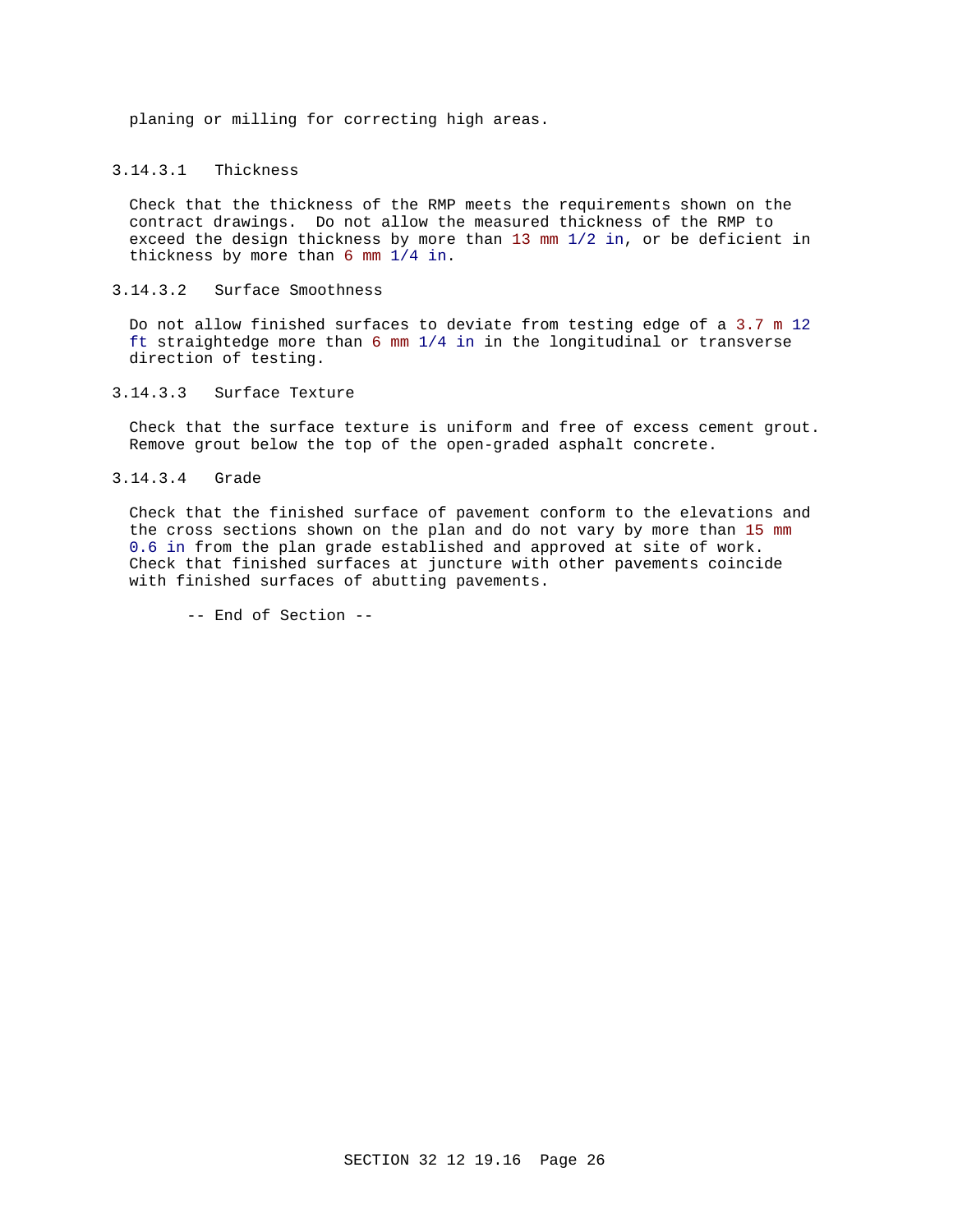planing or milling for correcting high areas.

#### 3.14.3.1 Thickness

Check that the thickness of the RMP meets the requirements shown on the contract drawings. Do not allow the measured thickness of the RMP to exceed the design thickness by more than 13 mm 1/2 in, or be deficient in thickness by more than 6 mm 1/4 in.

#### 3.14.3.2 Surface Smoothness

Do not allow finished surfaces to deviate from testing edge of a 3.7 m 12 ft straightedge more than 6 mm 1/4 in in the longitudinal or transverse direction of testing.

#### 3.14.3.3 Surface Texture

Check that the surface texture is uniform and free of excess cement grout. Remove grout below the top of the open-graded asphalt concrete.

#### 3.14.3.4 Grade

Check that the finished surface of pavement conform to the elevations and the cross sections shown on the plan and do not vary by more than 15 mm 0.6 in from the plan grade established and approved at site of work. Check that finished surfaces at juncture with other pavements coincide with finished surfaces of abutting pavements.

-- End of Section --